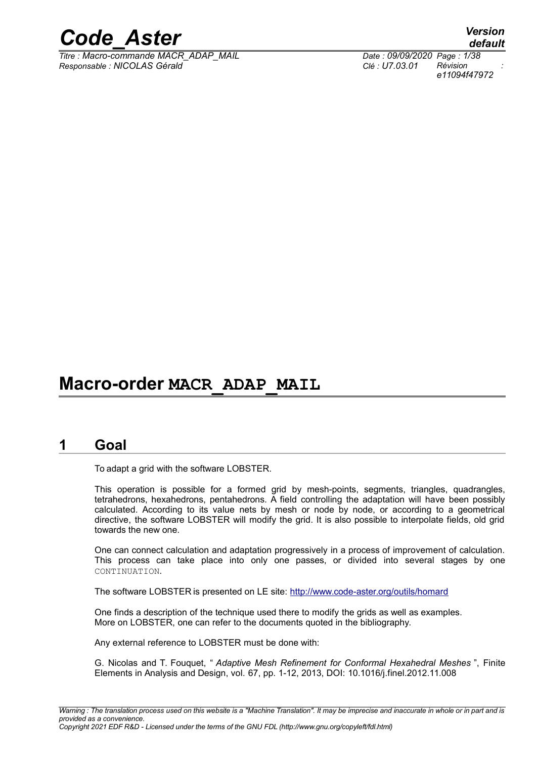# Macro-order MACR_ADAP_MAIL

## 1 Goal

To adapt a grid with the software LOBSTER.

This operation is possible for a formed grid by mesh-points, segments, triangles, quadrangles, tetrahedrons, hexahedrons, pentahedrons. A field controlling the adaptation will have been possibly calculated. According to its value nets by mesh or node by node, or according to a geometrical directive, the software LOBSTER will modify the grid. It is also possible to interpolate fields, old grid towards the new one.

One can connect calculation and adaptation progressively in a process of improvement of calculation. This process can take place into only one passes, or divided into several stages by one CONTINUATION.

The software LOBSTER is presented on LE site: http://www.code-aster.org/outils/homard

One finds a description of the technique used there to modify the grids as well as examples.
More on LOBSTER, one can refer to the documents quoted in the bibliography.

Any external reference to LOBSTER must be done with:

G. Nicolas and T. Fouquet, " *Adaptive Mesh Refinement for Conformal Hexahedral Meshes* ", Finite Elements in Analysis and Design, vol. 67, pp. 1-12, 2013, DOI: 10.1016/j.finel.2012.11.008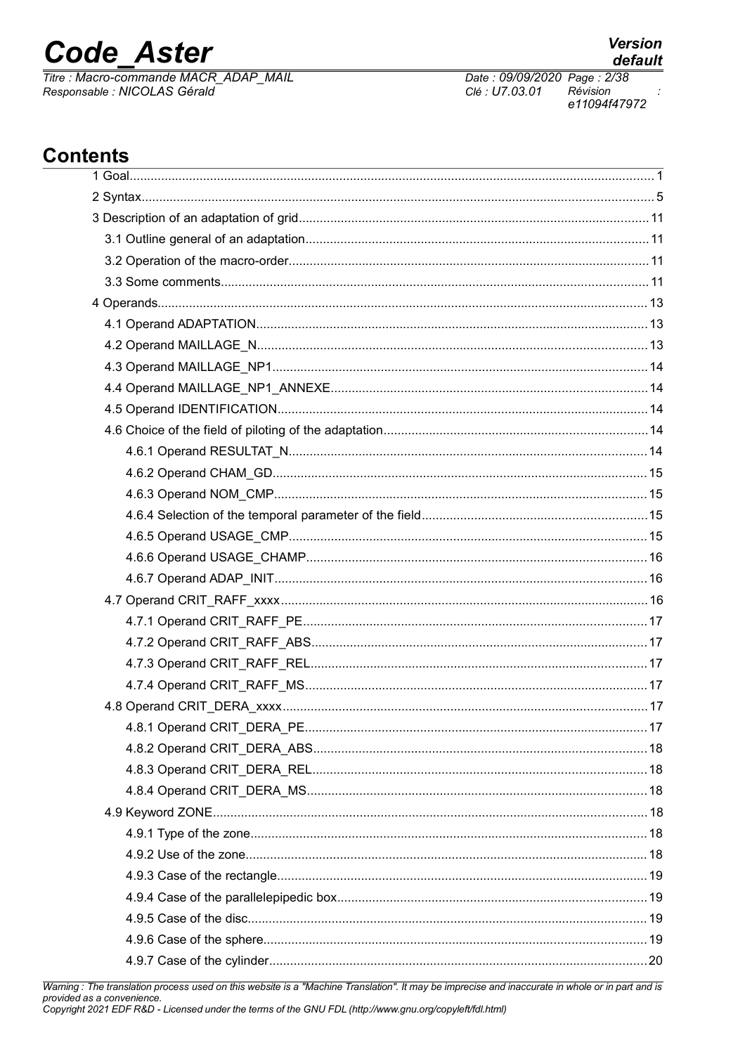## Contents

1 Goal........................................................................................................................................1

2 Syntax....................................................................................................................................5

3 Description of an adaptation of grid......................................................................................11

3.1 Outline general of an adaptation....................................................................................11

3.2 Operation of the macro-order.........................................................................................11

3.3 Some comments.............................................................................................................11

4 Operands...............................................................................................................................13

4.1 Operand ADAPTATION..................................................................................................13

4.2 Operand MAILLAGE_N..................................................................................................13

4.3 Operand MAILLAGE_NP1..............................................................................................14

4.4 Operand MAILLAGE_NP1_ANNEXE.............................................................................14

4.5 Operand IDENTIFICATION............................................................................................14

4.6 Choice of the field of piloting of the adaptation..............................................................14

4.6.1 Operand RESULTAT_N.........................................................................................14

4.6.2 Operand CHAM_GD..............................................................................................15

4.6.3 Operand NOM_CMP..............................................................................................15

4.6.4 Selection of the temporal parameter of the field....................................................15

4.6.5 Operand USAGE_CMP..........................................................................................15

4.6.6 Operand USAGE_CHAMP.....................................................................................16

4.6.7 Operand ADAP_INIT..............................................................................................16

4.7 Operand CRIT_RAFF_xxxx............................................................................................16

4.7.1 Operand CRIT_RAFF_PE.......................................................................................17

4.7.2 Operand CRIT_RAFF_ABS....................................................................................17

4.7.3 Operand CRIT_RAFF_REL.....................................................................................17

4.7.4 Operand CRIT_RAFF_MS.......................................................................................17

4.8 Operand CRIT_DERA_xxxx............................................................................................17

4.8.1 Operand CRIT_DERA_PE.......................................................................................17

4.8.2 Operand CRIT_DERA_ABS....................................................................................18

4.8.3 Operand CRIT_DERA_REL....................................................................................18

4.8.4 Operand CRIT_DERA_MS......................................................................................18

4.9 Keyword ZONE................................................................................................................18

4.9.1 Type of the zone......................................................................................................18

4.9.2 Use of the zone.......................................................................................................18

4.9.3 Case of the rectangle...............................................................................................19

4.9.4 Case of the parallelepipedic box..............................................................................19

4.9.5 Case of the disc.......................................................................................................19

4.9.6 Case of the sphere...................................................................................................19

4.9.7 Case of the cylinder.................................................................................................20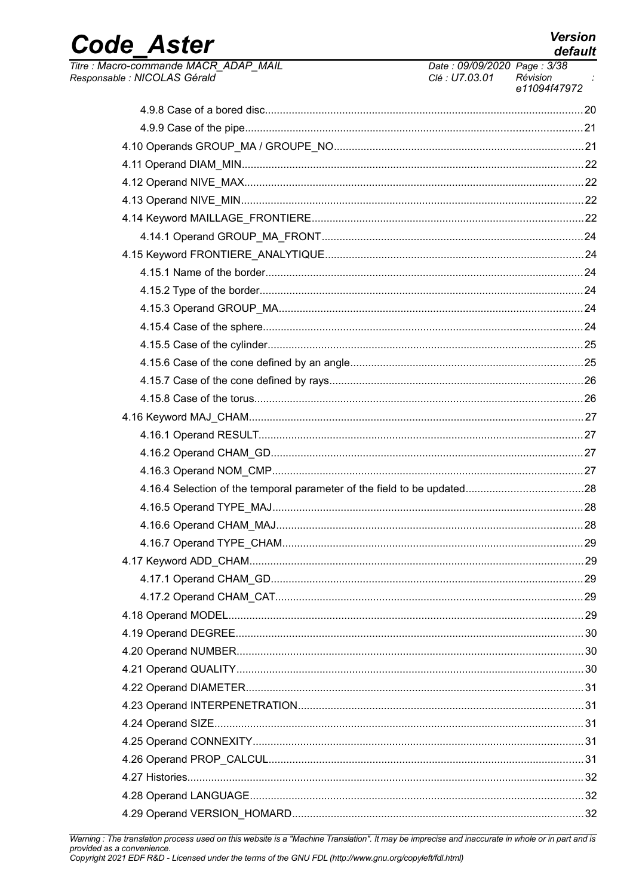4.9.8 Case of a bored disc....................................................................................................20

4.9.9 Case of the pipe...............................................................................................................21

4.10 Operands GROUP_MA / GROUPE_NO...................................................................................21

4.11 Operand DIAM_MIN.................................................................................................................22

4.12 Operand NIVE_MAX................................................................................................................22

4.13 Operand NIVE_MIN.................................................................................................................22

4.14 Keyword MAILLAGE_FRONTIERE..........................................................................................22

4.14.1 Operand GROUP_MA_FRONT.......................................................................................24

4.15 Keyword FRONTIERE_ANALYTIQUE.....................................................................................24

4.15.1 Name of the border.........................................................................................................24

4.15.2 Type of the border...........................................................................................................24

4.15.3 Operand GROUP_MA.....................................................................................................24

4.15.4 Case of the sphere..........................................................................................................24

4.15.5 Case of the cylinder........................................................................................................25

4.15.6 Case of the cone defined by an angle.............................................................................25

4.15.7 Case of the cone defined by rays....................................................................................26

4.15.8 Case of the torus.............................................................................................................26

4.16 Keyword MAJ_CHAM..............................................................................................................27

4.16.1 Operand RESULT...........................................................................................................27

4.16.2 Operand CHAM_GD.......................................................................................................27

4.16.3 Operand NOM_CMP.......................................................................................................27

4.16.4 Selection of the temporal parameter of the field to be updated.......................................28

4.16.5 Operand TYPE_MAJ.......................................................................................................28

4.16.6 Operand CHAM_MAJ......................................................................................................28

4.16.7 Operand TYPE_CHAM....................................................................................................29

4.17 Keyword ADD_CHAM..............................................................................................................29

4.17.1 Operand CHAM_GD.......................................................................................................29

4.17.2 Operand CHAM_CAT......................................................................................................29

4.18 Operand MODEL.....................................................................................................................29

4.19 Operand DEGREE...................................................................................................................30

4.20 Operand NUMBER..................................................................................................................30

4.21 Operand QUALITY...................................................................................................................30

4.22 Operand DIAMETER...............................................................................................................31

4.23 Operand INTERPENETRATION..............................................................................................31

4.24 Operand SIZE..........................................................................................................................31

4.25 Operand CONNEXITY.............................................................................................................31

4.26 Operand PROP_CALCUL........................................................................................................31

4.27 Histories..................................................................................................................................32

4.28 Operand LANGUAGE..............................................................................................................32

4.29 Operand VERSION_HOMARD................................................................................................32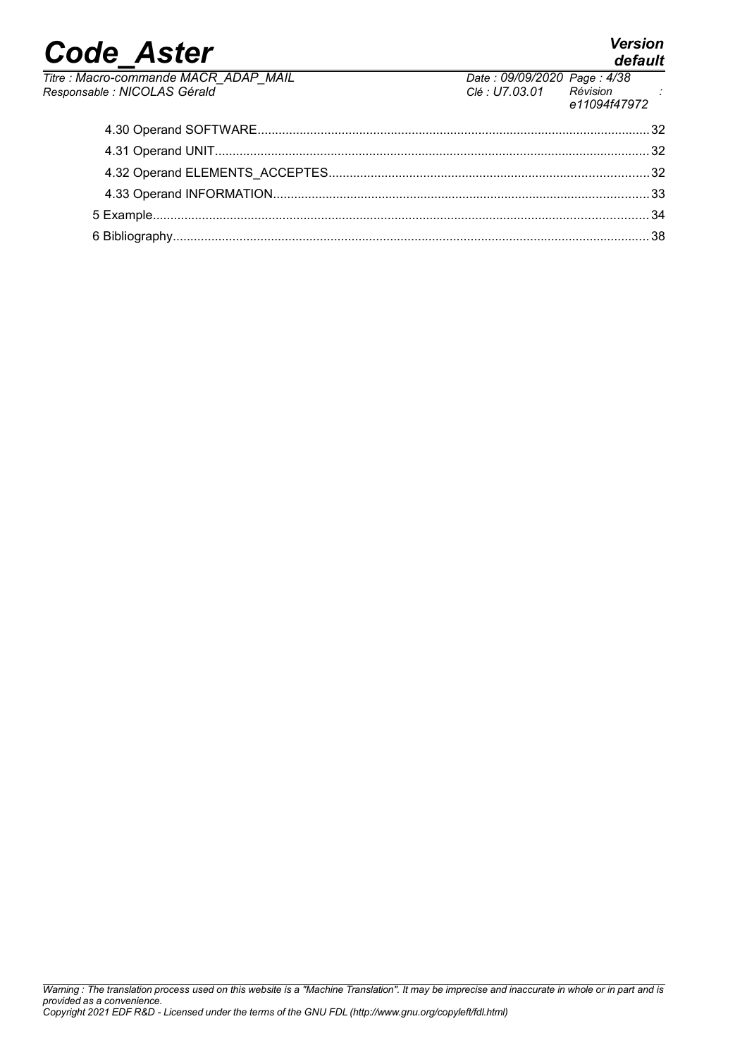4.30 Operand SOFTWARE.............................................................................................................32

4.31 Operand UNIT......................................................................................................................32

4.32 Operand ELEMENTS_ACCEPTES.......................................................................................32

4.33 Operand INFORMATION.......................................................................................................33

5 Example.......................................................................................................................................34

6 Bibliography..................................................................................................................................38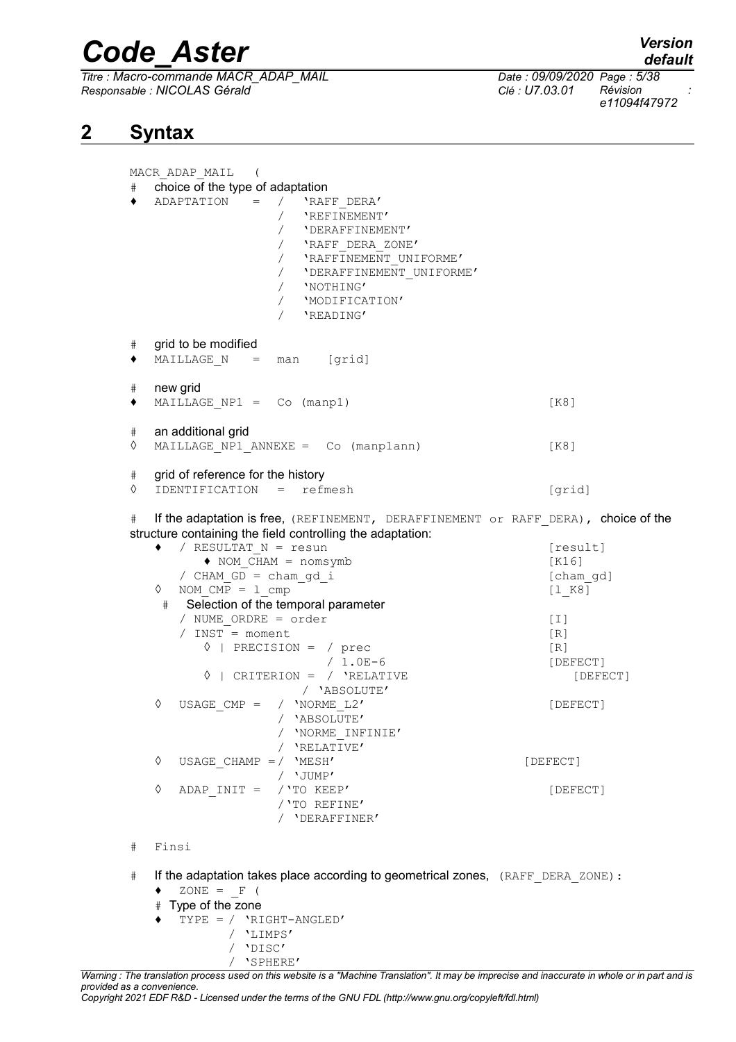## 2 Syntax

```
MACR_ADAP_MAIL  (
#   choice of the type of adaptation
♦   ADAPTATION    =  /  'RAFF_DERA'
                     /  'REFINEMENT'
                     /  'DERAFFINEMENT'
                     /  'RAFF_DERA_ZONE'
                     /  'RAFFINEMENT_UNIFORME'
                     /  'DERAFFINEMENT_UNIFORME'
                     /  'NOTHING'
                     /  'MODIFICATION'
                     /  'READING'

#   grid to be modified
♦   MAILLAGE_N    =  man     [grid]

#   new grid
♦   MAILLAGE_NP1 =  Co (manp1)                              [K8]

#   an additional grid
◊   MAILLAGE_NP1_ANNEXE =  Co (manp1ann)                    [K8]

#   grid of reference for the history
◊   IDENTIFICATION   =  refmesh                             [grid]

#   If the adaptation is free, (REFINEMENT, DERAFFINEMENT or RAFF_DERA), choice of the
structure containing the field controlling the adaptation:
    ♦   / RESULTAT_N = resun                                [result]
            ♦ NOM_CHAM = nomsymb                            [K16]
        / CHAM_GD = cham_gd_i                               [cham_gd]
    ◊   NOM_CMP = l_cmp                                     [l_K8]
     #   Selection of the temporal parameter
        / NUME_ORDRE = order                                [I]
        / INST = moment                                     [R]
           ◊ | PRECISION =  / prec                          [R]
                            / 1.0E-6                        [DEFECT]
           ◊ | CRITERION =  / 'RELATIVE                        [DEFECT]
                         / 'ABSOLUTE'
    ◊   USAGE_CMP =   / 'NORME_L2'                          [DEFECT]
                      / 'ABSOLUTE'
                      / 'NORME_INFINIE'
                      / 'RELATIVE'
    ◊   USAGE_CHAMP =/ 'MESH'                             [DEFECT]
                      / 'JUMP'
    ◊   ADAP_INIT =   /'TO KEEP'                            [DEFECT]
                      /'TO REFINE'
                      / 'DERAFFINER'

#   Finsi

#   If the adaptation takes place according to geometrical zones, (RAFF_DERA_ZONE):
    ♦   ZONE = _F (
    #  Type of the zone
    ♦   TYPE = / 'RIGHT-ANGLED'
               / 'LIMPS'
               / 'DISC'
               / 'SPHERE'
```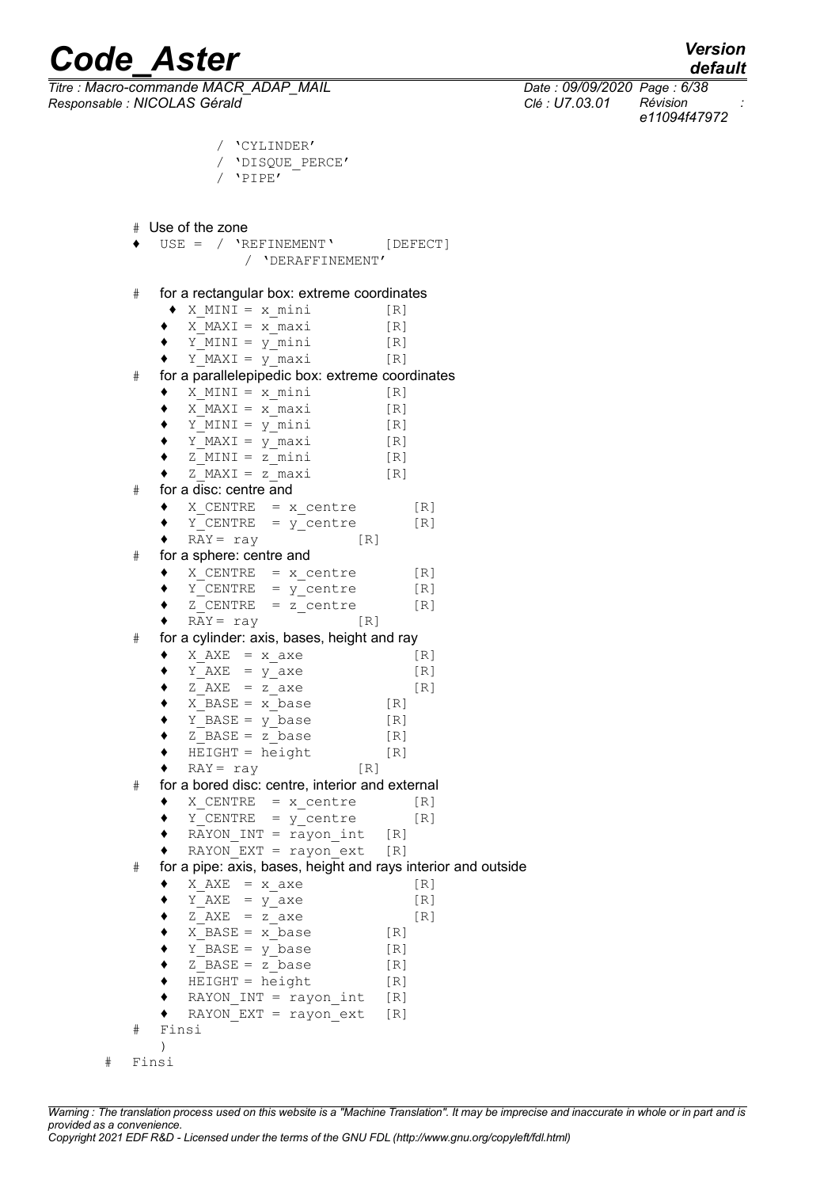```
                / 'CYLINDER'
                / 'DISQUE_PERCE'
                / 'PIPE'


        # Use of the zone
        ♦  USE = / 'REFINEMENT'        [DEFECT]
                 / 'DERAFFINEMENT'

        #   for a rectangular box: extreme coordinates
            ♦ X_MINI = x_mini          [R]
            ♦  X_MAXI = x_maxi         [R]
            ♦  Y_MINI = y_mini         [R]
            ♦  Y_MAXI = y_maxi         [R]
        #   for a parallelepipedic box: extreme coordinates
            ♦  X_MINI = x_mini         [R]
            ♦  X_MAXI = x_maxi         [R]
            ♦  Y_MINI = y_mini         [R]
            ♦  Y_MAXI = y_maxi         [R]
            ♦  Z_MINI = z_mini         [R]
            ♦  Z_MAXI = z_maxi         [R]
        #   for a disc: centre and
            ♦  X_CENTRE  = x_centre         [R]
            ♦  Y_CENTRE  = y_centre         [R]
            ♦  RAY= ray             [R]
        #   for a sphere: centre and
            ♦  X_CENTRE  = x_centre         [R]
            ♦  Y_CENTRE  = y_centre         [R]
            ♦  Z_CENTRE  = z_centre         [R]
            ♦  RAY= ray             [R]
        #   for a cylinder: axis, bases, height and ray
            ♦  X_AXE  = x_axe               [R]
            ♦  Y_AXE  = y_axe               [R]
            ♦  Z_AXE  = z_axe               [R]
            ♦  X_BASE = x_base         [R]
            ♦  Y_BASE = y_base         [R]
            ♦  Z_BASE = z_base         [R]
            ♦  HEIGHT = height         [R]
            ♦  RAY= ray             [R]
        #   for a bored disc: centre, interior and external
            ♦  X_CENTRE  = x_centre         [R]
            ♦  Y_CENTRE  = y_centre         [R]
            ♦  RAYON_INT = rayon_int   [R]
            ♦  RAYON_EXT = rayon_ext   [R]
        #   for a pipe: axis, bases, height and rays interior and outside
            ♦  X_AXE  = x_axe               [R]
            ♦  Y_AXE  = y_axe               [R]
            ♦  Z_AXE  = z_axe               [R]
            ♦  X_BASE = x_base         [R]
            ♦  Y_BASE = y_base         [R]
            ♦  Z_BASE = z_base         [R]
            ♦  HEIGHT = height         [R]
            ♦  RAYON_INT = rayon_int   [R]
            ♦  RAYON_EXT = rayon_ext   [R]
        #   Finsi
            )
    #   Finsi
```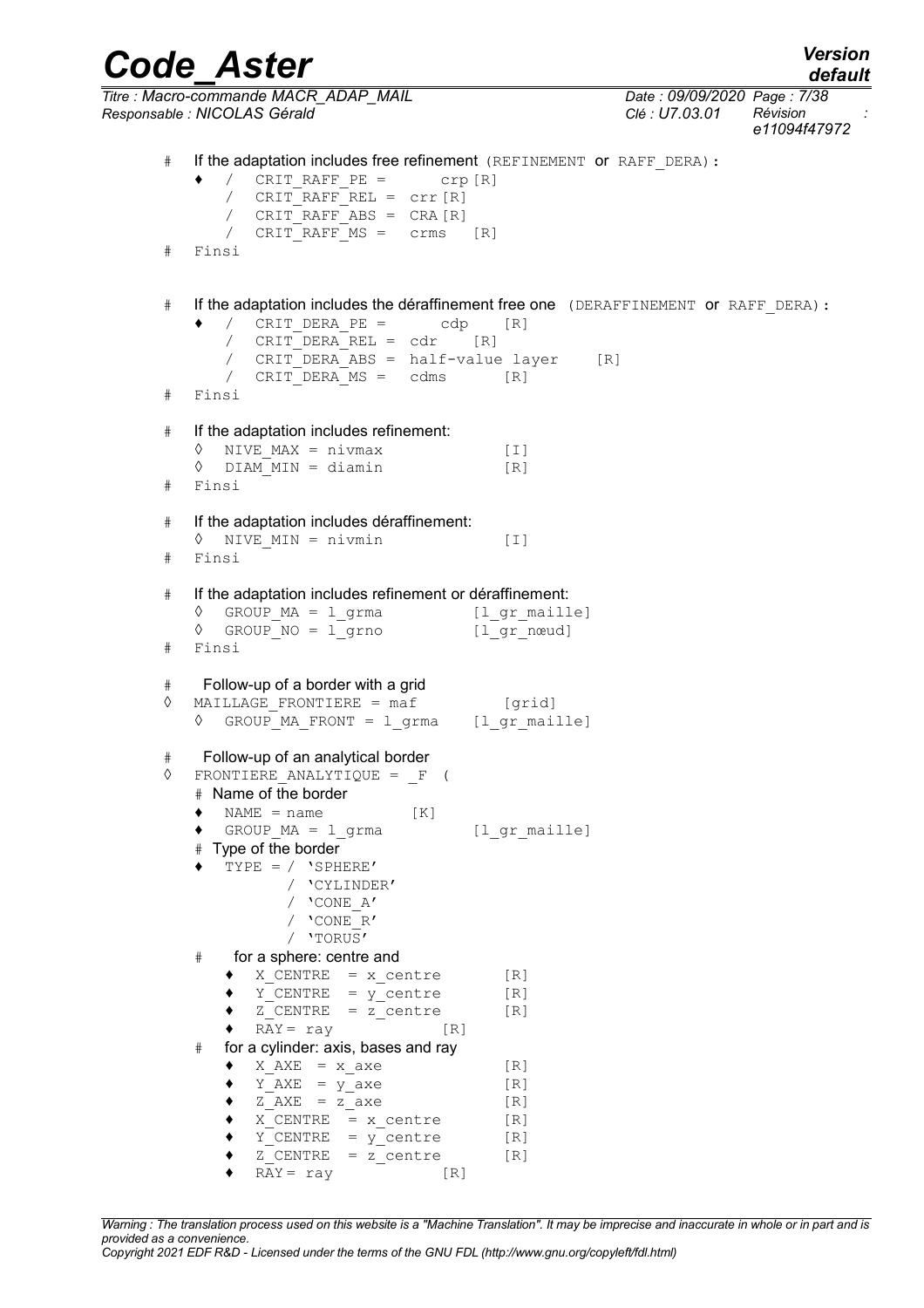```
#   If the adaptation includes free refinement (REFINEMENT or RAFF_DERA):
    ♦  /  CRIT_RAFF_PE =      crp [R]
       /  CRIT_RAFF_REL = crr [R]
       /  CRIT_RAFF_ABS = CRA [R]
       /  CRIT_RAFF_MS =  crms   [R]
#   Finsi


#   If the adaptation includes the déraffinement free one  (DERAFFINEMENT or RAFF_DERA):
    ♦  /  CRIT_DERA_PE =      cdp    [R]
       /  CRIT_DERA_REL = cdr    [R]
       /  CRIT_DERA_ABS = half-value layer    [R]
       /  CRIT_DERA_MS =  cdms       [R]
#   Finsi

#   If the adaptation includes refinement:
    ◊  NIVE_MAX = nivmax              [I]
    ◊  DIAM_MIN = diamin              [R]
#   Finsi

#   If the adaptation includes déraffinement:
    ◊  NIVE_MIN = nivmin              [I]
#   Finsi

#   If the adaptation includes refinement or déraffinement:
    ◊  GROUP_MA = l_grma           [l_gr_maille]
    ◊  GROUP_NO = l_grno           [l_gr_nœud]
#   Finsi

#    Follow-up of a border with a grid
◊   MAILLAGE_FRONTIERE = maf          [grid]
    ◊  GROUP_MA_FRONT = l_grma    [l_gr_maille]

#    Follow-up of an analytical border
◊   FRONTIERE_ANALYTIQUE = _F  (
    # Name of the border
    ♦  NAME = name           [K]
    ♦  GROUP_MA = l_grma           [l_gr_maille]
    # Type of the border
    ♦  TYPE = / 'SPHERE'
              / 'CYLINDER'
              / 'CONE_A'
              / 'CONE_R'
              / 'TORUS'
    #     for a sphere: centre and
       ♦  X_CENTRE  = x_centre       [R]
       ♦  Y_CENTRE  = y_centre       [R]
       ♦  Z_CENTRE  = z_centre       [R]
       ♦  RAY= ray            [R]
    #   for a cylinder: axis, bases and ray
       ♦  X_AXE  = x_axe             [R]
       ♦  Y_AXE  = y_axe             [R]
       ♦  Z_AXE  = z_axe             [R]
       ♦  X_CENTRE  = x_centre       [R]
       ♦  Y_CENTRE  = y_centre       [R]
       ♦  Z_CENTRE  = z_centre       [R]
       ♦  RAY= ray            [R]
```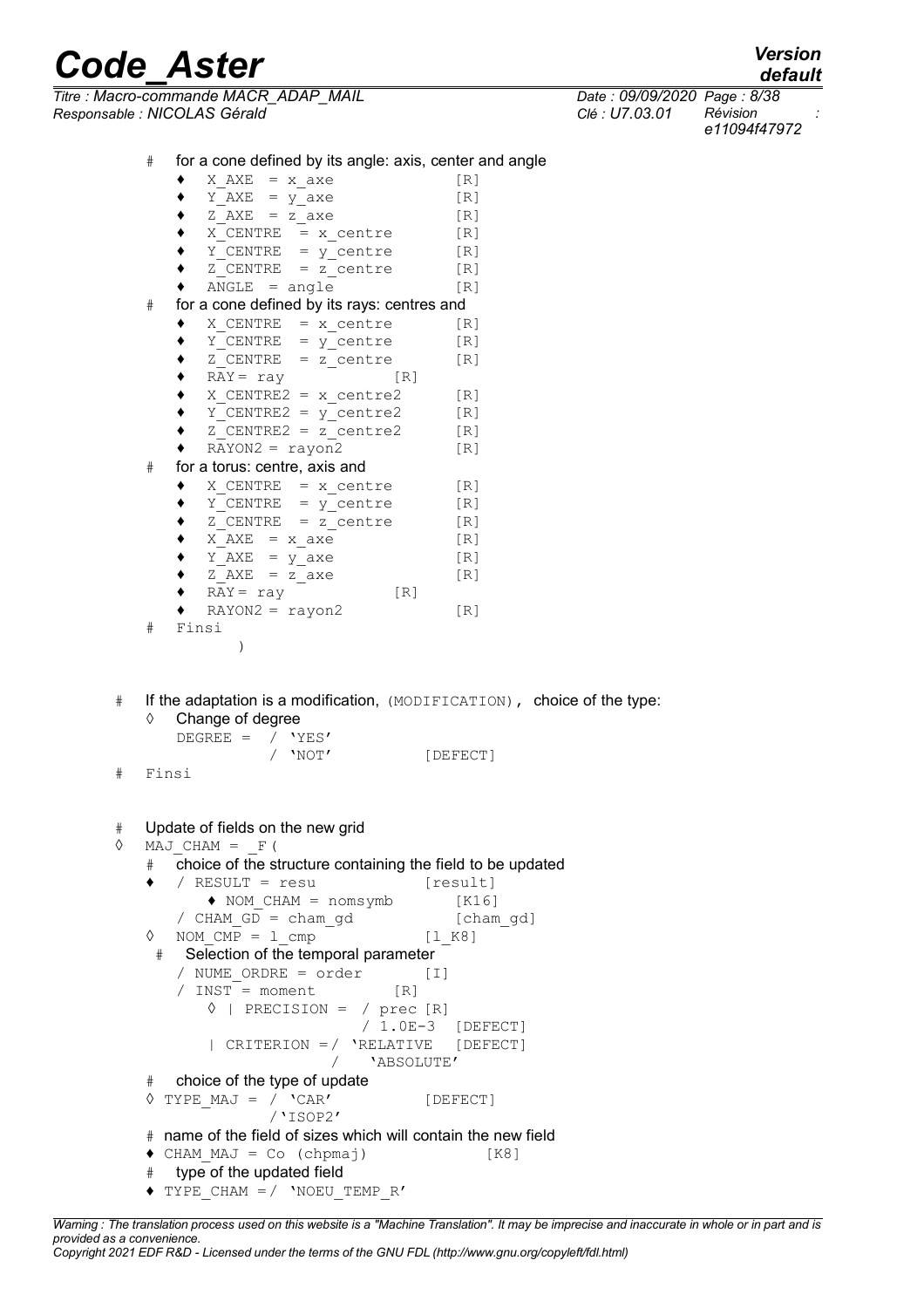```
    #   for a cone defined by its angle: axis, center and angle
        ♦  X_AXE  = x_axe                [R]
        ♦  Y_AXE  = y_axe                [R]
        ♦  Z_AXE  = z_axe                [R]
        ♦  X_CENTRE  = x_centre          [R]
        ♦  Y_CENTRE  = y_centre          [R]
        ♦  Z_CENTRE  = z_centre          [R]
        ♦  ANGLE  = angle                [R]
    #   for a cone defined by its rays: centres and
        ♦  X_CENTRE  = x_centre          [R]
        ♦  Y_CENTRE  = y_centre          [R]
        ♦  Z_CENTRE  = z_centre          [R]
        ♦  RAY= ray               [R]
        ♦  X_CENTRE2 = x_centre2         [R]
        ♦  Y_CENTRE2 = y_centre2         [R]
        ♦  Z_CENTRE2 = z_centre2         [R]
        ♦  RAYON2 = rayon2               [R]
    #   for a torus: centre, axis and
        ♦  X_CENTRE  = x_centre          [R]
        ♦  Y_CENTRE  = y_centre          [R]
        ♦  Z_CENTRE  = z_centre          [R]
        ♦  X_AXE  = x_axe                [R]
        ♦  Y_AXE  = y_axe                [R]
        ♦  Z_AXE  = z_axe                [R]
        ♦  RAY= ray               [R]
        ♦  RAYON2 = rayon2               [R]
    #   Finsi
              )

#   If the adaptation is a modification, (MODIFICATION), choice of the type:
    ◊   Change of degree
        DEGREE =  / 'YES'
                  / 'NOT'          [DEFECT]
#   Finsi

#   Update of fields on the new grid
◊   MAJ_CHAM = _F (
    #   choice of the structure containing the field to be updated
    ♦   / RESULT = resu             [result]
            ♦ NOM_CHAM = nomsymb       [K16]
        / CHAM_GD = cham_gd            [cham_gd]
    ◊   NOM_CMP = l_cmp             [l_K8]
     #   Selection of the temporal parameter
        / NUME_ORDRE = order        [I]
        / INST = moment          [R]
            ◊ | PRECISION =  / prec [R]
                             / 1.0E-3  [DEFECT]
            | CRITERION =/ 'RELATIVE  [DEFECT]
                        /   'ABSOLUTE'
    #   choice of the type of update
    ◊ TYPE_MAJ = / 'CAR'           [DEFECT]
                 /'ISOP2'
    #  name of the field of sizes which will contain the new field
    ♦ CHAM_MAJ = Co (chpmaj)             [K8]
    #   type of the updated field
    ♦ TYPE_CHAM =/ 'NOEU_TEMP_R'
```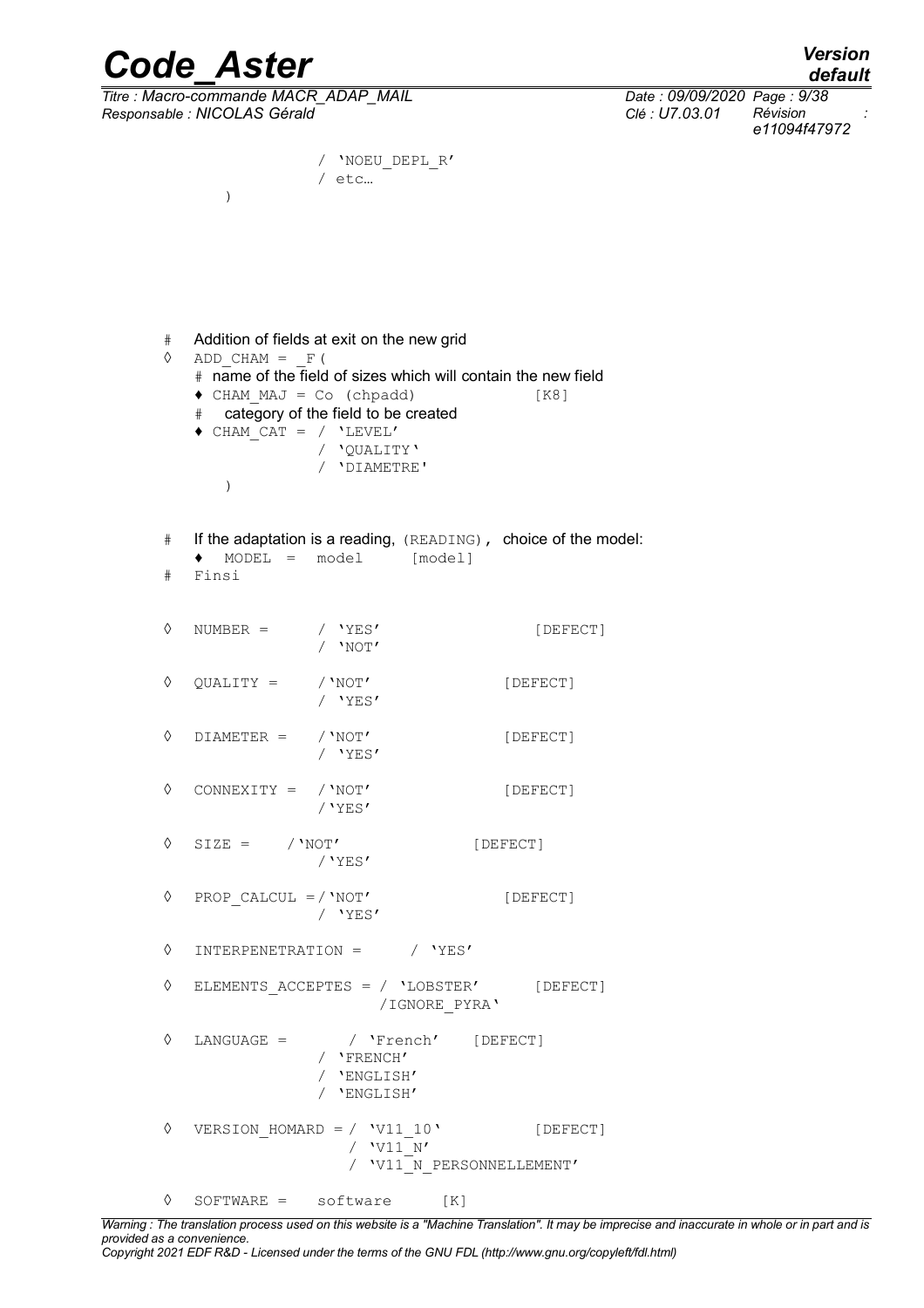```
                  / 'NOEU_DEPL_R'
                  / etc…
        )
```

```
#   Addition of fields at exit on the new grid
◊   ADD_CHAM = _F (
    # name of the field of sizes which will contain the new field
    ♦ CHAM_MAJ = Co (chpadd)              [K8]
    #   category of the field to be created
    ♦ CHAM_CAT = / 'LEVEL'
                 / 'QUALITY'
                 / 'DIAMETRE'
        )

#   If the adaptation is a reading, (READING),  choice of the model:
    ♦  MODEL  =  model      [model]
#   Finsi

◊   NUMBER =      / 'YES'                 [DEFECT]
                  / 'NOT'

◊   QUALITY =     /'NOT'              [DEFECT]
                  / 'YES'

◊   DIAMETER =    /'NOT'              [DEFECT]
                  / 'YES'

◊   CONNEXITY =   /'NOT'              [DEFECT]
                  /'YES'

◊   SIZE =    /'NOT'              [DEFECT]
                  /'YES'

◊   PROP_CALCUL =/'NOT'              [DEFECT]
                  / 'YES'

◊   INTERPENETRATION =      / 'YES'

◊   ELEMENTS_ACCEPTES = / 'LOBSTER'      [DEFECT]
                          /IGNORE_PYRA'

◊   LANGUAGE =        / 'French'    [DEFECT]
                  / 'FRENCH'
                  / 'ENGLISH'
                  / 'ENGLISH'

◊   VERSION_HOMARD = / 'V11_10'          [DEFECT]
                     / 'V11_N'
                     / 'V11_N_PERSONNELLEMENT'

◊   SOFTWARE =    software      [K]
```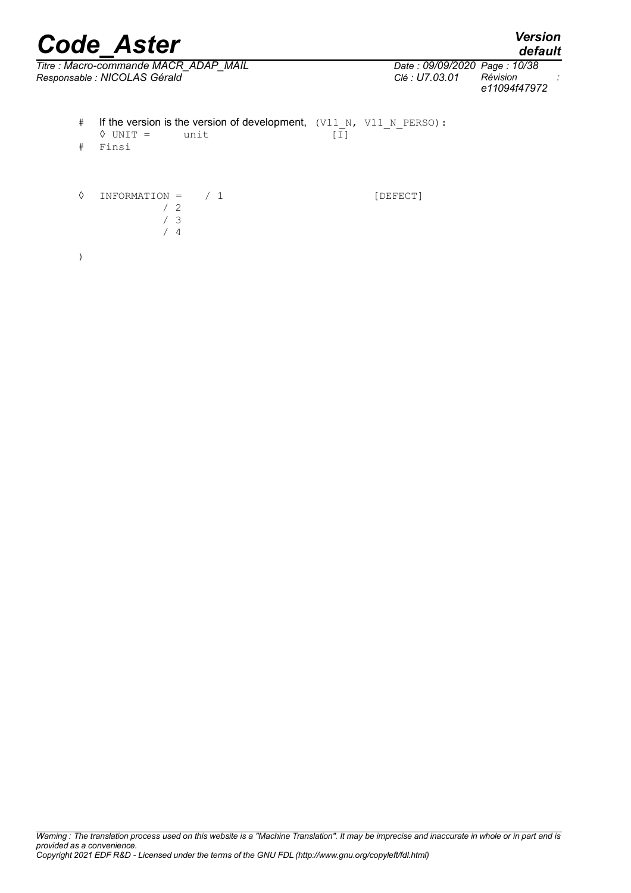```
#    If the version is the version of development,  (V11_N, V11_N_PERSO):
     ◊ UNIT =       unit                    [I]
#    Finsi


◊    INFORMATION =    / 1                              [DEFECT]
                 / 2
                 / 3
                 / 4

)
```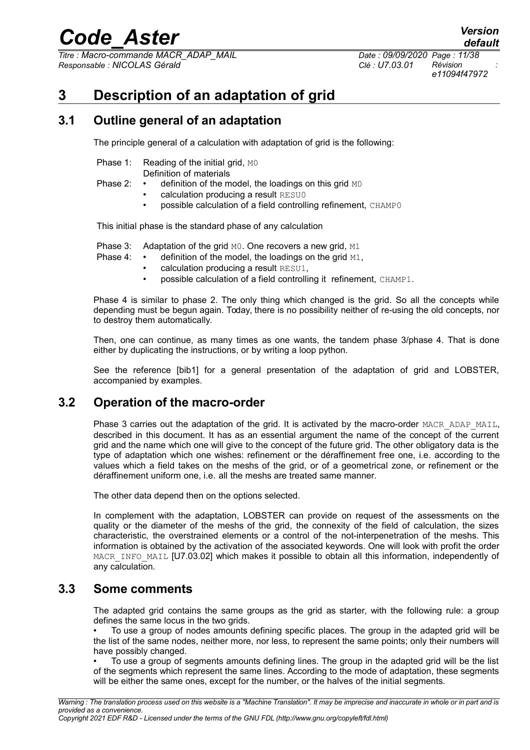# 3 Description of an adaptation of grid

## 3.1 Outline general of an adaptation

The principle general of a calculation with adaptation of grid is the following:

Phase 1: Reading of the initial grid, M0
Definition of materials

Phase 2:
- definition of the model, the loadings on this grid M0
- calculation producing a result RESU0
- possible calculation of a field controlling refinement, CHAMP0

This initial phase is the standard phase of any calculation

Phase 3: Adaptation of the grid M0. One recovers a new grid, M1

Phase 4:
- definition of the model, the loadings on the grid M1,
- calculation producing a result RESU1,
- possible calculation of a field controlling it refinement, CHAMP1.

Phase 4 is similar to phase 2. The only thing which changed is the grid. So all the concepts while depending must be begun again. Today, there is no possibility neither of re-using the old concepts, nor to destroy them automatically.

Then, one can continue, as many times as one wants, the tandem phase 3/phase 4. That is done either by duplicating the instructions, or by writing a loop python.

See the reference [bib1] for a general presentation of the adaptation of grid and LOBSTER, accompanied by examples.

## 3.2 Operation of the macro-order

Phase 3 carries out the adaptation of the grid. It is activated by the macro-order MACR_ADAP_MAIL, described in this document. It has as an essential argument the name of the concept of the current grid and the name which one will give to the concept of the future grid. The other obligatory data is the type of adaptation which one wishes: refinement or the déraffinement free one, i.e. according to the values which a field takes on the meshs of the grid, or of a geometrical zone, or refinement or the déraffinement uniform one, i.e. all the meshs are treated same manner.

The other data depend then on the options selected.

In complement with the adaptation, LOBSTER can provide on request of the assessments on the quality or the diameter of the meshs of the grid, the connexity of the field of calculation, the sizes characteristic, the overstrained elements or a control of the not-interpenetration of the meshs. This information is obtained by the activation of the associated keywords. One will look with profit the order MACR_INFO_MAIL [U7.03.02] which makes it possible to obtain all this information, independently of any calculation.

## 3.3 Some comments

The adapted grid contains the same groups as the grid as starter, with the following rule: a group defines the same locus in the two grids.

- To use a group of nodes amounts defining specific places. The group in the adapted grid will be the list of the same nodes, neither more, nor less, to represent the same points; only their numbers will have possibly changed.
- To use a group of segments amounts defining lines. The group in the adapted grid will be the list of the segments which represent the same lines. According to the mode of adaptation, these segments will be either the same ones, except for the number, or the halves of the initial segments.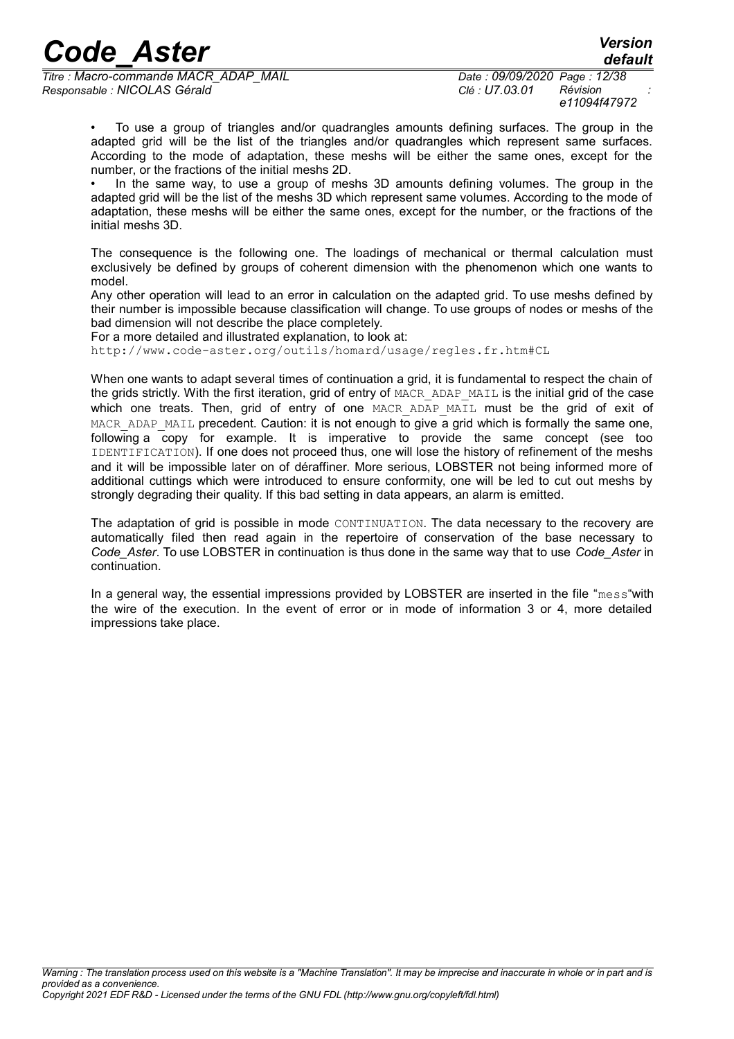- To use a group of triangles and/or quadrangles amounts defining surfaces. The group in the adapted grid will be the list of the triangles and/or quadrangles which represent same surfaces. According to the mode of adaptation, these meshs will be either the same ones, except for the number, or the fractions of the initial meshs 2D.
- In the same way, to use a group of meshs 3D amounts defining volumes. The group in the adapted grid will be the list of the meshs 3D which represent same volumes. According to the mode of adaptation, these meshs will be either the same ones, except for the number, or the fractions of the initial meshs 3D.

The consequence is the following one. The loadings of mechanical or thermal calculation must exclusively be defined by groups of coherent dimension with the phenomenon which one wants to model.

Any other operation will lead to an error in calculation on the adapted grid. To use meshs defined by their number is impossible because classification will change. To use groups of nodes or meshs of the bad dimension will not describe the place completely.

For a more detailed and illustrated explanation, to look at:

`http://www.code-aster.org/outils/homard/usage/regles.fr.htm#CL`

When one wants to adapt several times of continuation a grid, it is fundamental to respect the chain of the grids strictly. With the first iteration, grid of entry of `MACR_ADAP_MAIL` is the initial grid of the case which one treats. Then, grid of entry of one `MACR_ADAP_MAIL` must be the grid of exit of `MACR_ADAP_MAIL` precedent. Caution: it is not enough to give a grid which is formally the same one, following a copy for example. It is imperative to provide the same concept (see too `IDENTIFICATION`). If one does not proceed thus, one will lose the history of refinement of the meshs and it will be impossible later on of déraffiner. More serious, LOBSTER not being informed more of additional cuttings which were introduced to ensure conformity, one will be led to cut out meshs by strongly degrading their quality. If this bad setting in data appears, an alarm is emitted.

The adaptation of grid is possible in mode `CONTINUATION`. The data necessary to the recovery are automatically filed then read again in the repertoire of conservation of the base necessary to *Code_Aster*. To use LOBSTER in continuation is thus done in the same way that to use *Code_Aster* in continuation.

In a general way, the essential impressions provided by LOBSTER are inserted in the file "`mess`"with the wire of the execution. In the event of error or in mode of information 3 or 4, more detailed impressions take place.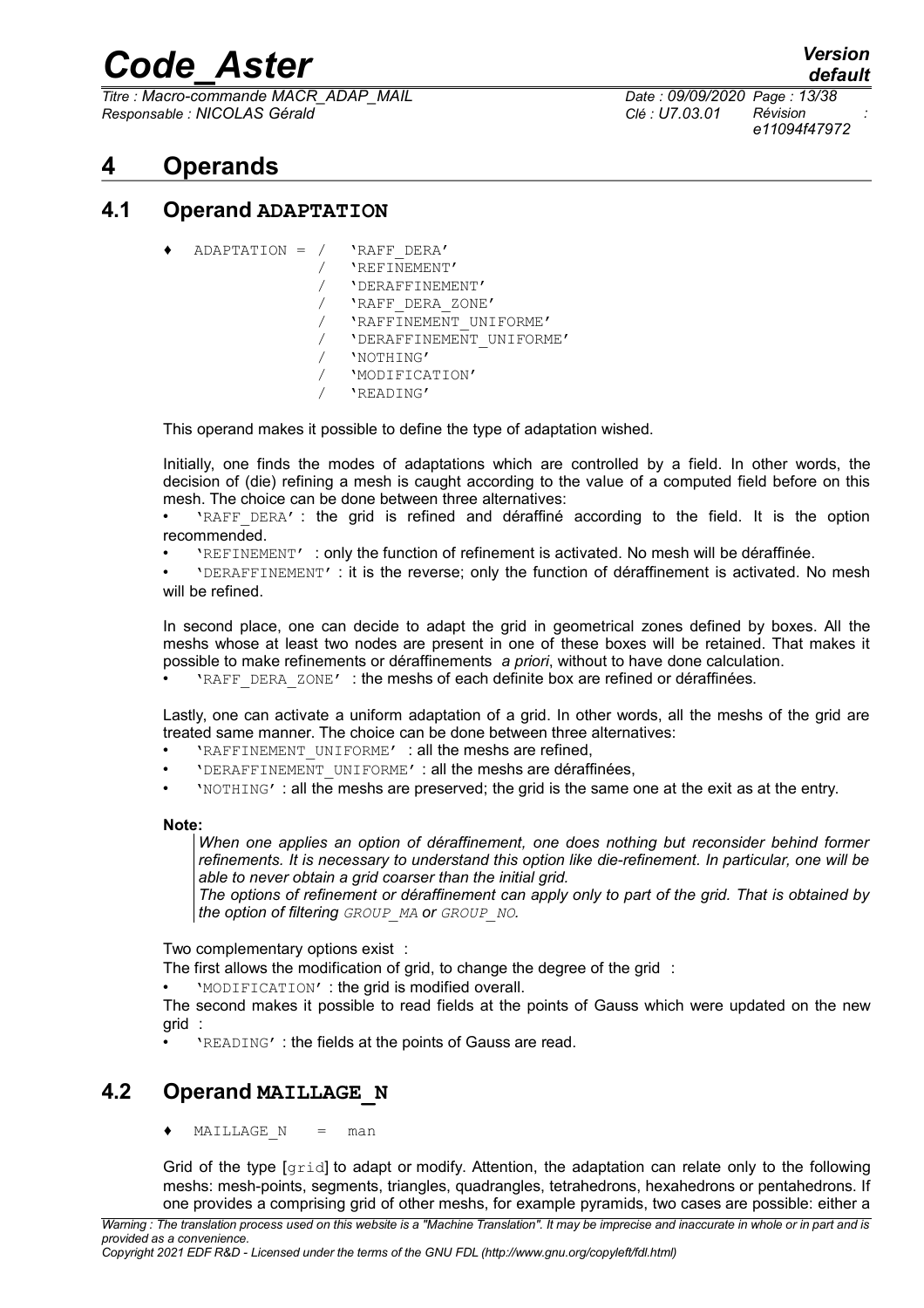# 4 Operands

## 4.1 Operand ADAPTATION

```
♦   ADAPTATION = /   'RAFF_DERA'
                 /   'REFINEMENT'
                 /   'DERAFFINEMENT'
                 /   'RAFF_DERA_ZONE'
                 /   'RAFFINEMENT_UNIFORME'
                 /   'DERAFFINEMENT_UNIFORME'
                 /   'NOTHING'
                 /   'MODIFICATION'
                 /   'READING'
```

This operand makes it possible to define the type of adaptation wished.

Initially, one finds the modes of adaptations which are controlled by a field. In other words, the decision of (die) refining a mesh is caught according to the value of a computed field before on this mesh. The choice can be done between three alternatives:

- 'RAFF_DERA' : the grid is refined and déraffiné according to the field. It is the option recommended.
- 'REFINEMENT' : only the function of refinement is activated. No mesh will be déraffinée.
- 'DERAFFINEMENT' : it is the reverse; only the function of déraffinement is activated. No mesh will be refined.

In second place, one can decide to adapt the grid in geometrical zones defined by boxes. All the meshs whose at least two nodes are present in one of these boxes will be retained. That makes it possible to make refinements or déraffinements *a priori*, without to have done calculation.

- 'RAFF_DERA_ZONE' : the meshs of each definite box are refined or déraffinées.

Lastly, one can activate a uniform adaptation of a grid. In other words, all the meshs of the grid are treated same manner. The choice can be done between three alternatives:

- 'RAFFINEMENT_UNIFORME' : all the meshs are refined,
- 'DERAFFINEMENT_UNIFORME' : all the meshs are déraffinées,
- 'NOTHING' : all the meshs are preserved; the grid is the same one at the exit as at the entry.

**Note:**

*When one applies an option of déraffinement, one does nothing but reconsider behind former refinements. It is necessary to understand this option like die-refinement. In particular, one will be able to never obtain a grid coarser than the initial grid.*
*The options of refinement or déraffinement can apply only to part of the grid. That is obtained by the option of filtering GROUP_MA or GROUP_NO.*

Two complementary options exist :

The first allows the modification of grid, to change the degree of the grid :

- 'MODIFICATION' : the grid is modified overall.

The second makes it possible to read fields at the points of Gauss which were updated on the new grid :

- 'READING' : the fields at the points of Gauss are read.

## 4.2 Operand MAILLAGE_N

```
♦   MAILLAGE_N   =   man
```

Grid of the type [grid] to adapt or modify. Attention, the adaptation can relate only to the following meshs: mesh-points, segments, triangles, quadrangles, tetrahedrons, hexahedrons or pentahedrons. If one provides a comprising grid of other meshs, for example pyramids, two cases are possible: either a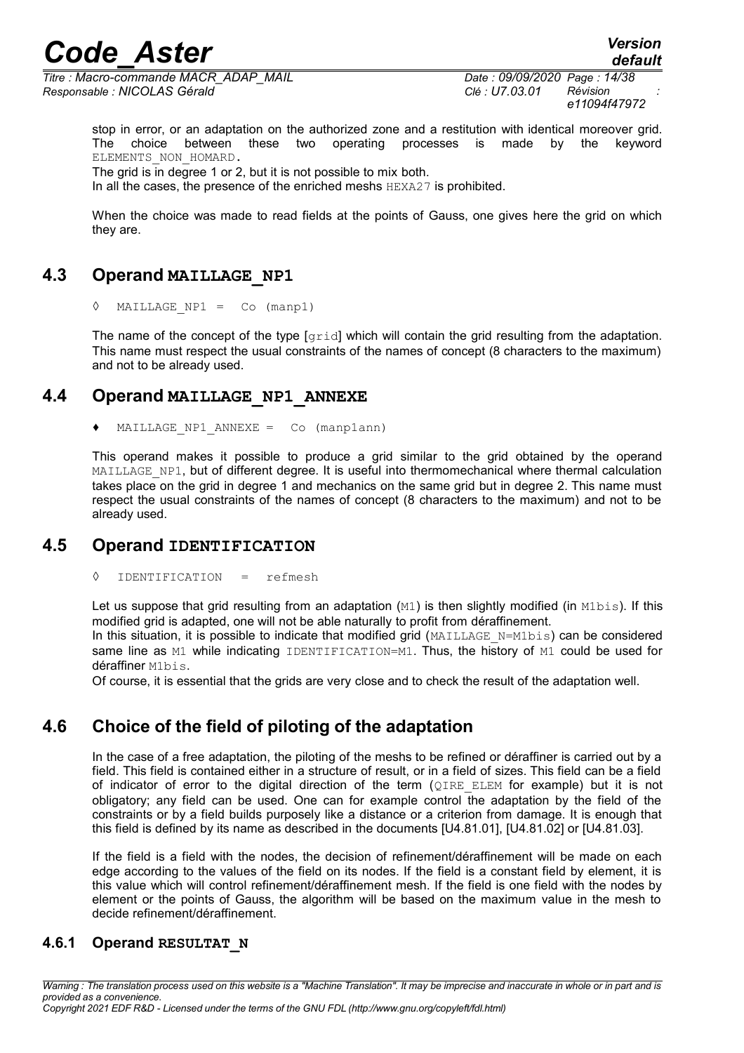stop in error, or an adaptation on the authorized zone and a restitution with identical moreover grid. The choice between these two operating processes is made by the keyword ELEMENTS_NON_HOMARD.

The grid is in degree 1 or 2, but it is not possible to mix both.

In all the cases, the presence of the enriched meshs HEXA27 is prohibited.

When the choice was made to read fields at the points of Gauss, one gives here the grid on which they are.

## 4.3 Operand MAILLAGE_NP1

◊ MAILLAGE_NP1 = Co (manp1)

The name of the concept of the type [grid] which will contain the grid resulting from the adaptation. This name must respect the usual constraints of the names of concept (8 characters to the maximum) and not to be already used.

## 4.4 Operand MAILLAGE_NP1_ANNEXE

♦ MAILLAGE_NP1_ANNEXE = Co (manp1ann)

This operand makes it possible to produce a grid similar to the grid obtained by the operand MAILLAGE_NP1, but of different degree. It is useful into thermomechanical where thermal calculation takes place on the grid in degree 1 and mechanics on the same grid but in degree 2. This name must respect the usual constraints of the names of concept (8 characters to the maximum) and not to be already used.

## 4.5 Operand IDENTIFICATION

◊ IDENTIFICATION = refmesh

Let us suppose that grid resulting from an adaptation (M1) is then slightly modified (in M1bis). If this modified grid is adapted, one will not be able naturally to profit from déraffinement.

In this situation, it is possible to indicate that modified grid (MAILLAGE_N=M1bis) can be considered same line as M1 while indicating IDENTIFICATION=M1. Thus, the history of M1 could be used for déraffiner M1bis.

Of course, it is essential that the grids are very close and to check the result of the adaptation well.

## 4.6 Choice of the field of piloting of the adaptation

In the case of a free adaptation, the piloting of the meshs to be refined or déraffiner is carried out by a field. This field is contained either in a structure of result, or in a field of sizes. This field can be a field of indicator of error to the digital direction of the term (QIRE_ELEM for example) but it is not obligatory; any field can be used. One can for example control the adaptation by the field of the constraints or by a field builds purposely like a distance or a criterion from damage. It is enough that this field is defined by its name as described in the documents [U4.81.01], [U4.81.02] or [U4.81.03].

If the field is a field with the nodes, the decision of refinement/déraffinement will be made on each edge according to the values of the field on its nodes. If the field is a constant field by element, it is this value which will control refinement/déraffinement mesh. If the field is one field with the nodes by element or the points of Gauss, the algorithm will be based on the maximum value in the mesh to decide refinement/déraffinement.

### 4.6.1 Operand RESULTAT_N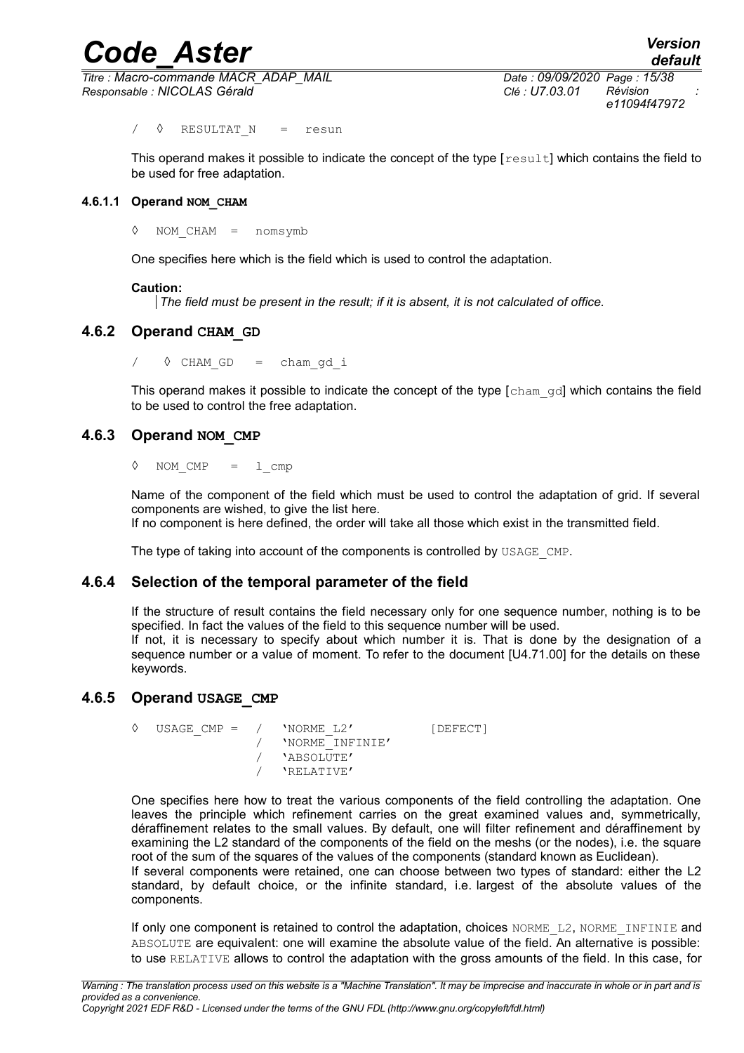/ ◊ RESULTAT_N = resun

This operand makes it possible to indicate the concept of the type [result] which contains the field to be used for free adaptation.

#### 4.6.1.1 Operand NOM_CHAM

◊ NOM_CHAM = nomsymb

One specifies here which is the field which is used to control the adaptation.

**Caution:**

*The field must be present in the result; if it is absent, it is not calculated of office.*

### 4.6.2 Operand CHAM_GD

/ ◊ CHAM_GD = cham_gd_i

This operand makes it possible to indicate the concept of the type [cham_gd] which contains the field to be used to control the free adaptation.

### 4.6.3 Operand NOM_CMP

◊ NOM_CMP = l_cmp

Name of the component of the field which must be used to control the adaptation of grid. If several components are wished, to give the list here.
If no component is here defined, the order will take all those which exist in the transmitted field.

The type of taking into account of the components is controlled by USAGE_CMP.

### 4.6.4 Selection of the temporal parameter of the field

If the structure of result contains the field necessary only for one sequence number, nothing is to be specified. In fact the values of the field to this sequence number will be used.
If not, it is necessary to specify about which number it is. That is done by the designation of a sequence number or a value of moment. To refer to the document [U4.71.00] for the details on these keywords.

### 4.6.5 Operand USAGE_CMP

```
◊  USAGE_CMP =  /  'NORME_L2'          [DEFECT]
                /  'NORME_INFINIE'
                /  'ABSOLUTE'
                /  'RELATIVE'
```

One specifies here how to treat the various components of the field controlling the adaptation. One leaves the principle which refinement carries on the great examined values and, symmetrically, déraffinement relates to the small values. By default, one will filter refinement and déraffinement by examining the L2 standard of the components of the field on the meshs (or the nodes), i.e. the square root of the sum of the squares of the values of the components (standard known as Euclidean).
If several components were retained, one can choose between two types of standard: either the L2 standard, by default choice, or the infinite standard, i.e. largest of the absolute values of the components.

If only one component is retained to control the adaptation, choices NORME_L2, NORME_INFINIE and ABSOLUTE are equivalent: one will examine the absolute value of the field. An alternative is possible: to use RELATIVE allows to control the adaptation with the gross amounts of the field. In this case, for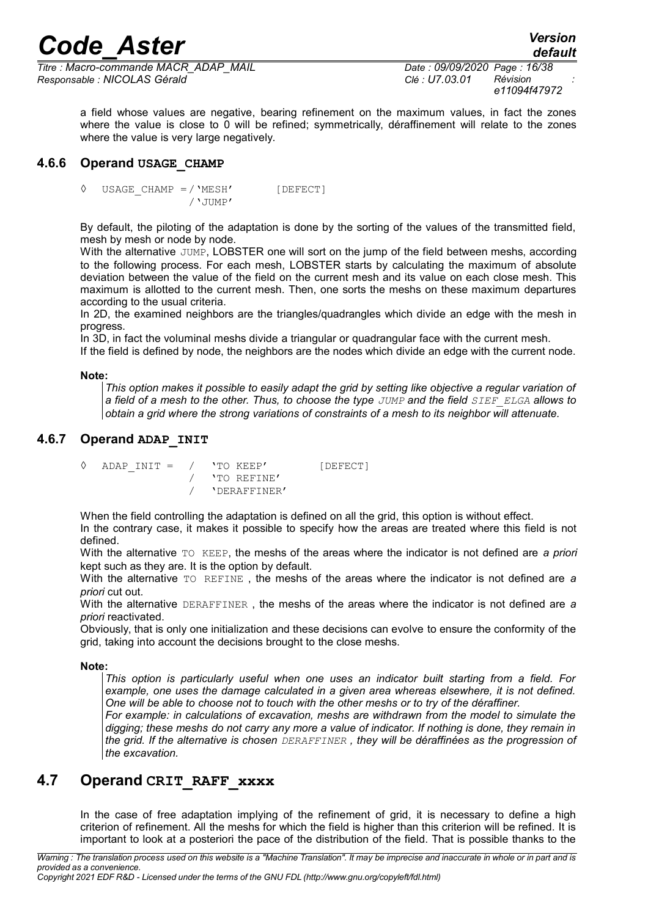a field whose values are negative, bearing refinement on the maximum values, in fact the zones where the value is close to 0 will be refined; symmetrically, déraffinement will relate to the zones where the value is very large negatively.

### 4.6.6 Operand USAGE_CHAMP

```
◊  USAGE_CHAMP = /'MESH'        [DEFECT]
                 /'JUMP'
```

By default, the piloting of the adaptation is done by the sorting of the values of the transmitted field, mesh by mesh or node by node.

With the alternative JUMP, LOBSTER one will sort on the jump of the field between meshs, according to the following process. For each mesh, LOBSTER starts by calculating the maximum of absolute deviation between the value of the field on the current mesh and its value on each close mesh. This maximum is allotted to the current mesh. Then, one sorts the meshs on these maximum departures according to the usual criteria.

In 2D, the examined neighbors are the triangles/quadrangles which divide an edge with the mesh in progress.

In 3D, in fact the voluminal meshs divide a triangular or quadrangular face with the current mesh.

If the field is defined by node, the neighbors are the nodes which divide an edge with the current node.

**Note:**

*This option makes it possible to easily adapt the grid by setting like objective a regular variation of a field of a mesh to the other. Thus, to choose the type JUMP and the field SIEF_ELGA allows to obtain a grid where the strong variations of constraints of a mesh to its neighbor will attenuate.*

### 4.6.7 Operand ADAP_INIT

```
◊  ADAP_INIT =  /  'TO KEEP'        [DEFECT]
                /  'TO REFINE'
                /  'DERAFFINER'
```

When the field controlling the adaptation is defined on all the grid, this option is without effect.

In the contrary case, it makes it possible to specify how the areas are treated where this field is not defined.

With the alternative TO KEEP, the meshs of the areas where the indicator is not defined are *a priori* kept such as they are. It is the option by default.

With the alternative TO REFINE , the meshs of the areas where the indicator is not defined are *a priori* cut out.

With the alternative DERAFFINER , the meshs of the areas where the indicator is not defined are *a priori* reactivated.

Obviously, that is only one initialization and these decisions can evolve to ensure the conformity of the grid, taking into account the decisions brought to the close meshs.

**Note:**

*This option is particularly useful when one uses an indicator built starting from a field. For example, one uses the damage calculated in a given area whereas elsewhere, it is not defined. One will be able to choose not to touch with the other meshs or to try of the déraffiner.*

*For example: in calculations of excavation, meshs are withdrawn from the model to simulate the digging; these meshs do not carry any more a value of indicator. If nothing is done, they remain in the grid. If the alternative is chosen DERAFFINER , they will be déraffinées as the progression of the excavation.*

## 4.7 Operand CRIT_RAFF_xxxx

In the case of free adaptation implying of the refinement of grid, it is necessary to define a high criterion of refinement. All the meshs for which the field is higher than this criterion will be refined. It is important to look at a posteriori the pace of the distribution of the field. That is possible thanks to the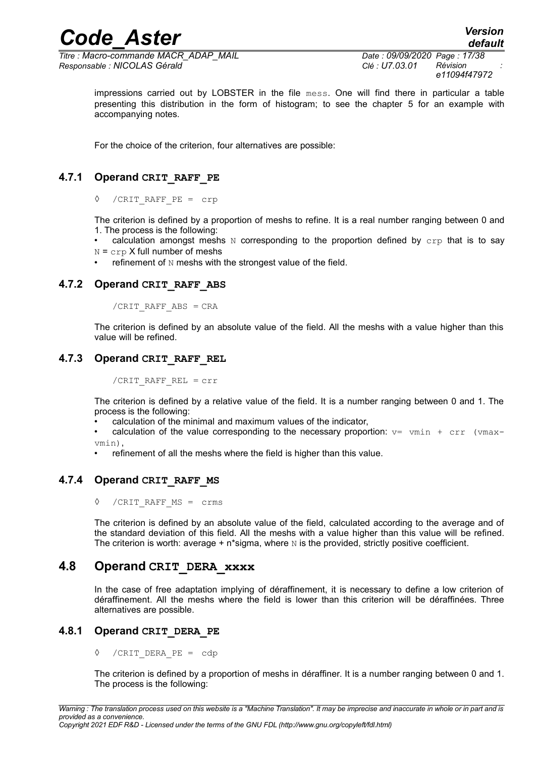impressions carried out by LOBSTER in the file mess. One will find there in particular a table presenting this distribution in the form of histogram; to see the chapter 5 for an example with accompanying notes.

For the choice of the criterion, four alternatives are possible:

### 4.7.1 Operand CRIT_RAFF_PE

◊ /CRIT_RAFF_PE = crp

The criterion is defined by a proportion of meshs to refine. It is a real number ranging between 0 and 1. The process is the following:

- calculation amongst meshs N corresponding to the proportion defined by crp that is to say N = crp X full number of meshs
- refinement of N meshs with the strongest value of the field.

### 4.7.2 Operand CRIT_RAFF_ABS

/CRIT_RAFF_ABS = CRA

The criterion is defined by an absolute value of the field. All the meshs with a value higher than this value will be refined.

### 4.7.3 Operand CRIT_RAFF_REL

/CRIT_RAFF_REL = crr

The criterion is defined by a relative value of the field. It is a number ranging between 0 and 1. The process is the following:

- calculation of the minimal and maximum values of the indicator,
- calculation of the value corresponding to the necessary proportion: v= vmin + crr (vmax-vmin),
- refinement of all the meshs where the field is higher than this value.

### 4.7.4 Operand CRIT_RAFF_MS

◊ /CRIT_RAFF_MS = crms

The criterion is defined by an absolute value of the field, calculated according to the average and of the standard deviation of this field. All the meshs with a value higher than this value will be refined. The criterion is worth: average + n*sigma, where N is the provided, strictly positive coefficient.

## 4.8 Operand CRIT_DERA_xxxx

In the case of free adaptation implying of déraffinement, it is necessary to define a low criterion of déraffinement. All the meshs where the field is lower than this criterion will be déraffinées. Three alternatives are possible.

### 4.8.1 Operand CRIT_DERA_PE

◊ /CRIT_DERA_PE = cdp

The criterion is defined by a proportion of meshs in déraffiner. It is a number ranging between 0 and 1. The process is the following: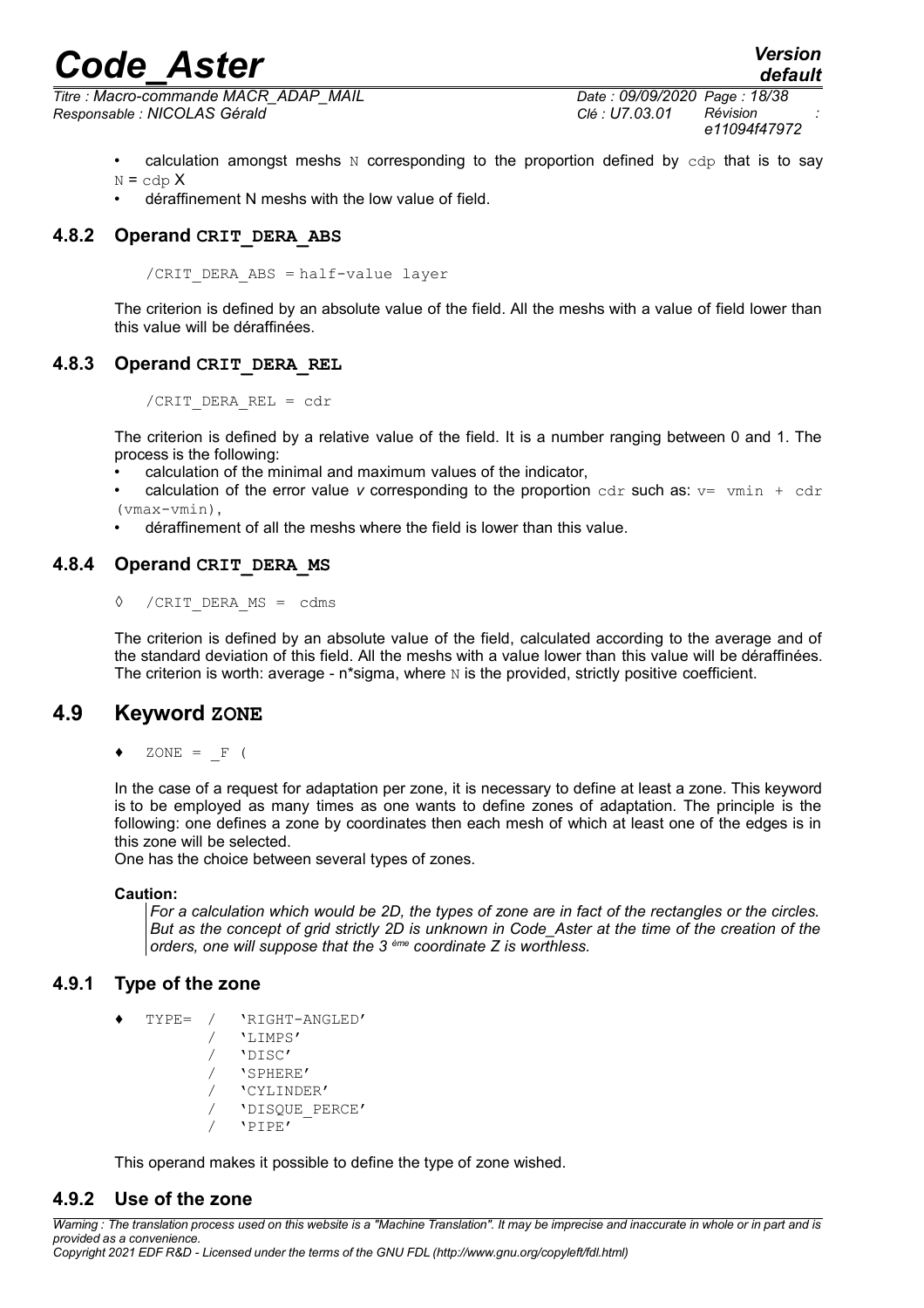- calculation amongst meshs N corresponding to the proportion defined by cdp that is to say N = cdp X
- déraffinement N meshs with the low value of field.

### 4.8.2 Operand CRIT_DERA_ABS

```
/CRIT_DERA_ABS = half-value layer
```

The criterion is defined by an absolute value of the field. All the meshs with a value of field lower than this value will be déraffinées.

### 4.8.3 Operand CRIT_DERA_REL

```
/CRIT_DERA_REL = cdr
```

The criterion is defined by a relative value of the field. It is a number ranging between 0 and 1. The process is the following:

- calculation of the minimal and maximum values of the indicator,
- calculation of the error value *v* corresponding to the proportion cdr such as: v= vmin + cdr (vmax-vmin),
- déraffinement of all the meshs where the field is lower than this value.

### 4.8.4 Operand CRIT_DERA_MS

```
◊ /CRIT_DERA_MS = cdms
```

The criterion is defined by an absolute value of the field, calculated according to the average and of the standard deviation of this field. All the meshs with a value lower than this value will be déraffinées. The criterion is worth: average - n*sigma, where N is the provided, strictly positive coefficient.

## 4.9 Keyword ZONE

```
♦ ZONE = _F (
```

In the case of a request for adaptation per zone, it is necessary to define at least a zone. This keyword is to be employed as many times as one wants to define zones of adaptation. The principle is the following: one defines a zone by coordinates then each mesh of which at least one of the edges is in this zone will be selected.
One has the choice between several types of zones.

**Caution:**

*For a calculation which would be 2D, the types of zone are in fact of the rectangles or the circles. But as the concept of grid strictly 2D is unknown in Code_Aster at the time of the creation of the orders, one will suppose that the 3 ème coordinate Z is worthless.*

### 4.9.1 Type of the zone

```
♦ TYPE= / 'RIGHT-ANGLED'
        / 'LIMPS'
        / 'DISC'
        / 'SPHERE'
        / 'CYLINDER'
        / 'DISQUE_PERCE'
        / 'PIPE'
```

This operand makes it possible to define the type of zone wished.

### 4.9.2 Use of the zone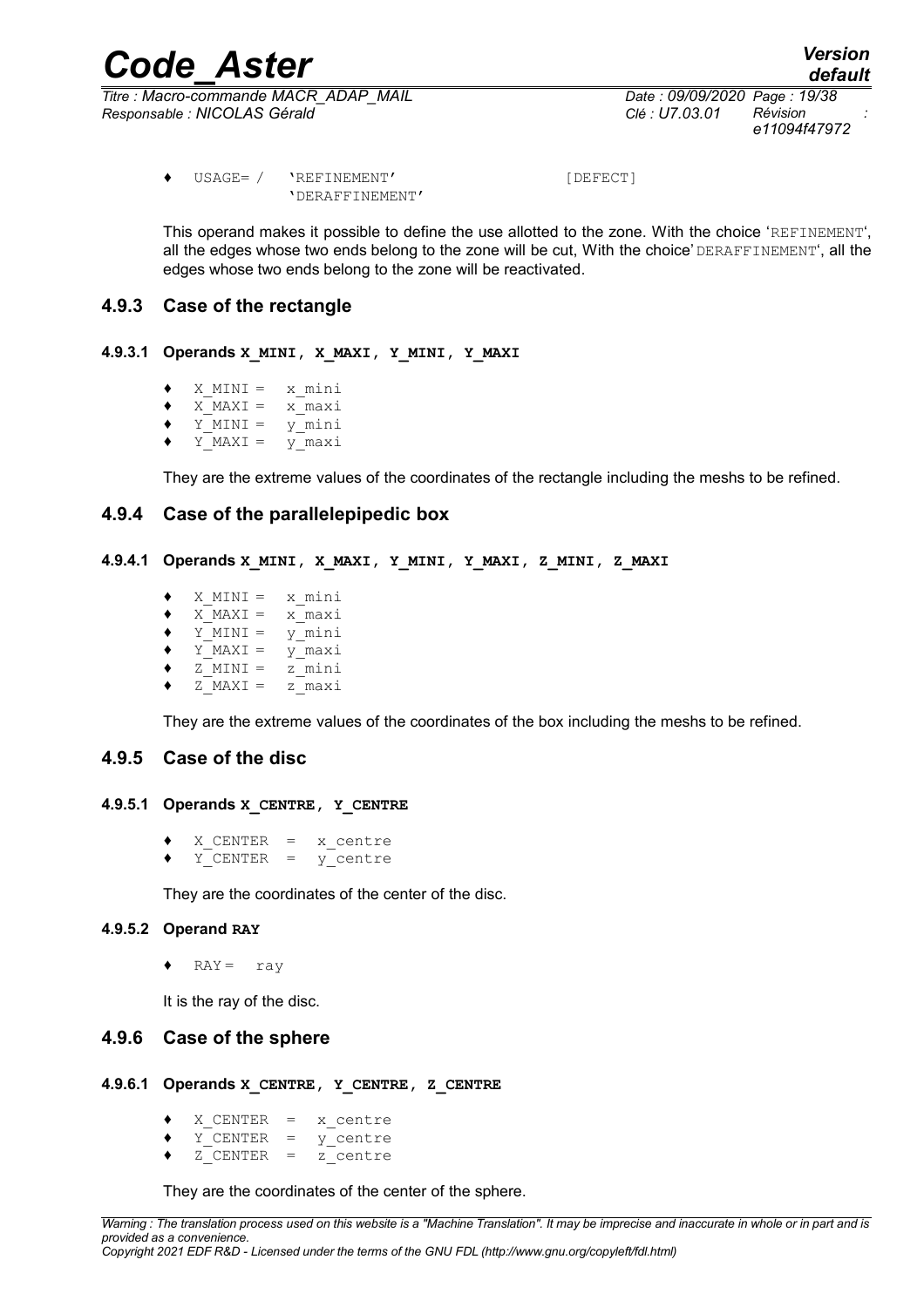♦ USAGE= / 'REFINEMENT' [DEFECT]
'DERAFFINEMENT'

This operand makes it possible to define the use allotted to the zone. With the choice 'REFINEMENT', all the edges whose two ends belong to the zone will be cut, With the choice' DERAFFINEMENT', all the edges whose two ends belong to the zone will be reactivated.

### 4.9.3 Case of the rectangle

#### 4.9.3.1 Operands X_MINI, X_MAXI, Y_MINI, Y_MAXI

♦ X_MINI = x_mini
♦ X_MAXI = x_maxi
♦ Y_MINI = y_mini
♦ Y_MAXI = y_maxi

They are the extreme values of the coordinates of the rectangle including the meshs to be refined.

### 4.9.4 Case of the parallelepipedic box

#### 4.9.4.1 Operands X_MINI, X_MAXI, Y_MINI, Y_MAXI, Z_MINI, Z_MAXI

♦ X_MINI = x_mini
♦ X_MAXI = x_maxi
♦ Y_MINI = y_mini
♦ Y_MAXI = y_maxi
♦ Z_MINI = z_mini
♦ Z_MAXI = z_maxi

They are the extreme values of the coordinates of the box including the meshs to be refined.

### 4.9.5 Case of the disc

#### 4.9.5.1 Operands X_CENTRE, Y_CENTRE

♦ X_CENTER = x_centre
♦ Y_CENTER = y_centre

They are the coordinates of the center of the disc.

#### 4.9.5.2 Operand RAY

♦ RAY = ray

It is the ray of the disc.

### 4.9.6 Case of the sphere

#### 4.9.6.1 Operands X_CENTRE, Y_CENTRE, Z_CENTRE

♦ X_CENTER = x_centre
♦ Y_CENTER = y_centre
♦ Z_CENTER = z_centre

They are the coordinates of the center of the sphere.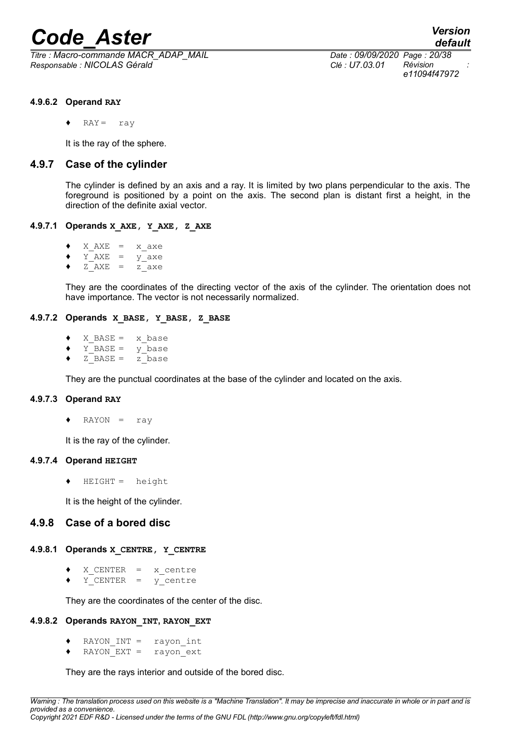#### 4.9.6.2 Operand **RAY**

♦ RAY = ray

It is the ray of the sphere.

### 4.9.7 Case of the cylinder

The cylinder is defined by an axis and a ray. It is limited by two plans perpendicular to the axis. The foreground is positioned by a point on the axis. The second plan is distant first a height, in the direction of the definite axial vector.

#### 4.9.7.1 Operands **X_AXE, Y_AXE, Z_AXE**

♦ X_AXE = x_axe
♦ Y_AXE = y_axe
♦ Z_AXE = z_axe

They are the coordinates of the directing vector of the axis of the cylinder. The orientation does not have importance. The vector is not necessarily normalized.

#### 4.9.7.2 Operands **X_BASE, Y_BASE, Z_BASE**

♦ X_BASE = x_base
♦ Y_BASE = y_base
♦ Z_BASE = z_base

They are the punctual coordinates at the base of the cylinder and located on the axis.

#### 4.9.7.3 Operand **RAY**

♦ RAYON = ray

It is the ray of the cylinder.

#### 4.9.7.4 Operand **HEIGHT**

♦ HEIGHT = height

It is the height of the cylinder.

### 4.9.8 Case of a bored disc

#### 4.9.8.1 Operands **X_CENTRE, Y_CENTRE**

♦ X_CENTER = x_centre
♦ Y_CENTER = y_centre

They are the coordinates of the center of the disc.

#### 4.9.8.2 Operands **RAYON_INT, RAYON_EXT**

♦ RAYON_INT = rayon_int
♦ RAYON_EXT = rayon_ext

They are the rays interior and outside of the bored disc.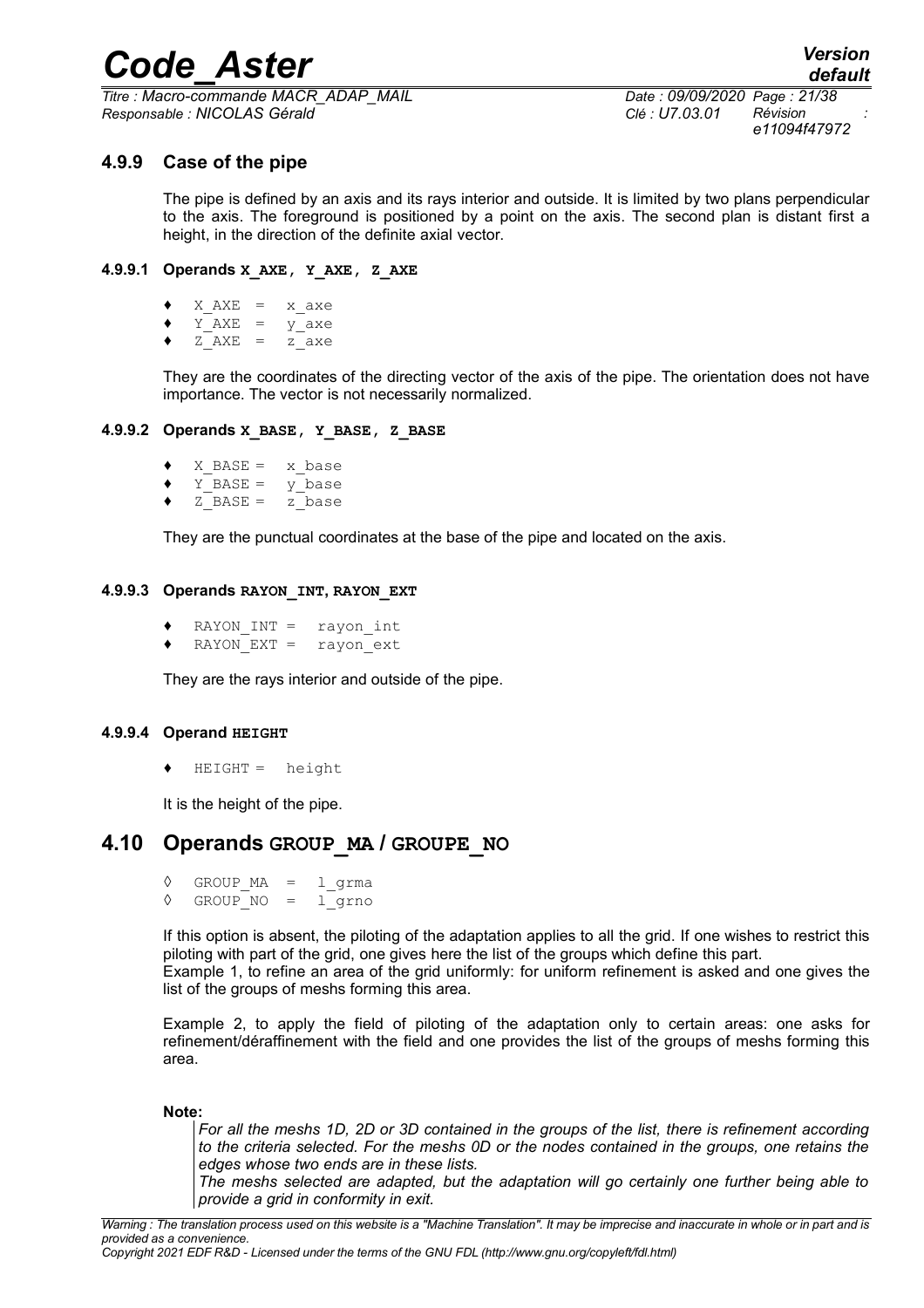### 4.9.9 Case of the pipe

The pipe is defined by an axis and its rays interior and outside. It is limited by two plans perpendicular to the axis. The foreground is positioned by a point on the axis. The second plan is distant first a height, in the direction of the definite axial vector.

#### 4.9.9.1 Operands X_AXE, Y_AXE, Z_AXE

```
♦  X_AXE  =  x_axe
♦  Y_AXE  =  y_axe
♦  Z_AXE  =  z_axe
```

They are the coordinates of the directing vector of the axis of the pipe. The orientation does not have importance. The vector is not necessarily normalized.

#### 4.9.9.2 Operands X_BASE, Y_BASE, Z_BASE

```
♦  X_BASE =  x_base
♦  Y_BASE =  y_base
♦  Z_BASE =  z_base
```

They are the punctual coordinates at the base of the pipe and located on the axis.

#### 4.9.9.3 Operands RAYON_INT, RAYON_EXT

```
♦  RAYON_INT =  rayon_int
♦  RAYON_EXT =  rayon_ext
```

They are the rays interior and outside of the pipe.

#### 4.9.9.4 Operand HEIGHT

```
♦  HEIGHT =  height
```

It is the height of the pipe.

## 4.10 Operands GROUP_MA / GROUPE_NO

```
◊  GROUP_MA  =  l_grma
◊  GROUP_NO  =  l_grno
```

If this option is absent, the piloting of the adaptation applies to all the grid. If one wishes to restrict this piloting with part of the grid, one gives here the list of the groups which define this part.
Example 1, to refine an area of the grid uniformly: for uniform refinement is asked and one gives the list of the groups of meshs forming this area.

Example 2, to apply the field of piloting of the adaptation only to certain areas: one asks for refinement/déraffinement with the field and one provides the list of the groups of meshs forming this area.

**Note:**

*For all the meshs 1D, 2D or 3D contained in the groups of the list, there is refinement according to the criteria selected. For the meshs 0D or the nodes contained in the groups, one retains the edges whose two ends are in these lists.*
*The meshs selected are adapted, but the adaptation will go certainly one further being able to provide a grid in conformity in exit.*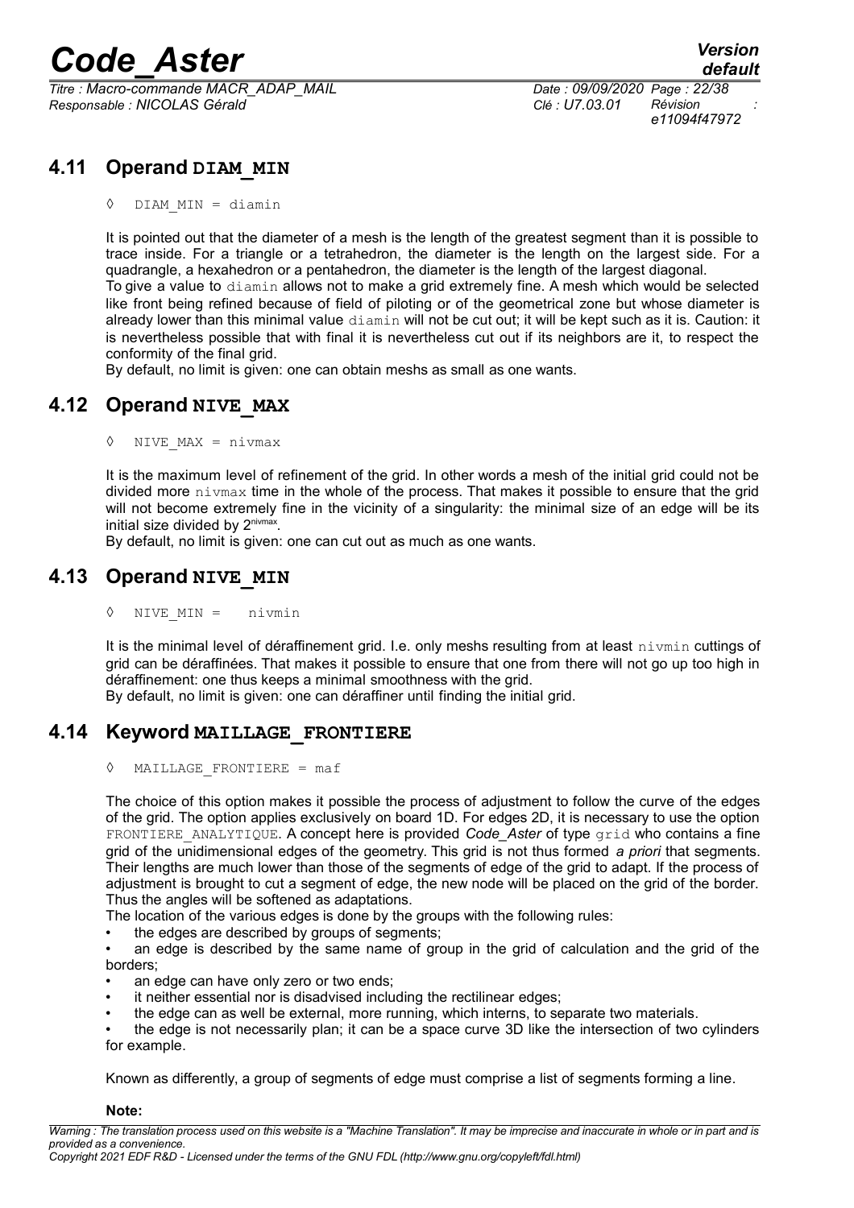## 4.11 Operand DIAM_MIN

◊ DIAM_MIN = diamin

It is pointed out that the diameter of a mesh is the length of the greatest segment than it is possible to trace inside. For a triangle or a tetrahedron, the diameter is the length on the largest side. For a quadrangle, a hexahedron or a pentahedron, the diameter is the length of the largest diagonal.
To give a value to diamin allows not to make a grid extremely fine. A mesh which would be selected like front being refined because of field of piloting or of the geometrical zone but whose diameter is already lower than this minimal value diamin will not be cut out; it will be kept such as it is. Caution: it is nevertheless possible that with final it is nevertheless cut out if its neighbors are it, to respect the conformity of the final grid.
By default, no limit is given: one can obtain meshs as small as one wants.

## 4.12 Operand NIVE_MAX

◊ NIVE_MAX = nivmax

It is the maximum level of refinement of the grid. In other words a mesh of the initial grid could not be divided more nivmax time in the whole of the process. That makes it possible to ensure that the grid will not become extremely fine in the vicinity of a singularity: the minimal size of an edge will be its initial size divided by $2^{nivmax}$.
By default, no limit is given: one can cut out as much as one wants.

## 4.13 Operand NIVE_MIN

◊ NIVE_MIN = nivmin

It is the minimal level of déraffinement grid. I.e. only meshs resulting from at least nivmin cuttings of grid can be déraffinées. That makes it possible to ensure that one from there will not go up too high in déraffinement: one thus keeps a minimal smoothness with the grid.
By default, no limit is given: one can déraffiner until finding the initial grid.

## 4.14 Keyword MAILLAGE_FRONTIERE

◊ MAILLAGE_FRONTIERE = maf

The choice of this option makes it possible the process of adjustment to follow the curve of the edges of the grid. The option applies exclusively on board 1D. For edges 2D, it is necessary to use the option FRONTIERE_ANALYTIQUE. A concept here is provided *Code_Aster* of type grid who contains a fine grid of the unidimensional edges of the geometry. This grid is not thus formed *a priori* that segments. Their lengths are much lower than those of the segments of edge of the grid to adapt. If the process of adjustment is brought to cut a segment of edge, the new node will be placed on the grid of the border. Thus the angles will be softened as adaptations.
The location of the various edges is done by the groups with the following rules:

- the edges are described by groups of segments;
- an edge is described by the same name of group in the grid of calculation and the grid of the borders;
- an edge can have only zero or two ends;
- it neither essential nor is disadvised including the rectilinear edges;
- the edge can as well be external, more running, which interns, to separate two materials.
- the edge is not necessarily plan; it can be a space curve 3D like the intersection of two cylinders for example.

Known as differently, a group of segments of edge must comprise a list of segments forming a line.

**Note:**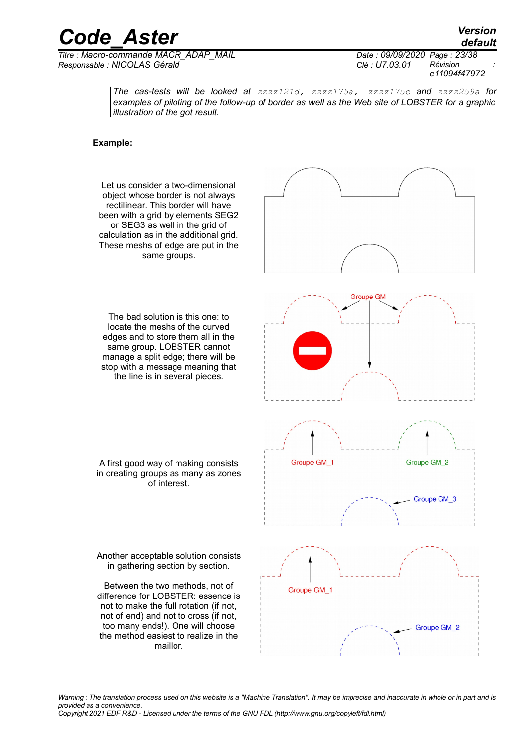*The cas-tests will be looked at `zzzz121d`, `zzzz175a`, `zzzz175c` and `zzzz259a` for examples of piloting of the follow-up of border as well as the Web site of LOBSTER for a graphic illustration of the got result.*

**Example:**

Let us consider a two-dimensional object whose border is not always rectilinear. This border will have been with a grid by elements SEG2 or SEG3 as well in the grid of calculation as in the additional grid. These meshs of edge are put in the same groups.

The bad solution is this one: to locate the meshs of the curved edges and to store them all in the same group. LOBSTER cannot manage a split edge; there will be stop with a message meaning that the line is in several pieces.

Groupe GM

A first good way of making consists in creating groups as many as zones of interest.

Groupe GM_1

Groupe GM_2

Groupe GM_3

Another acceptable solution consists in gathering section by section.

Between the two methods, not of difference for LOBSTER: essence is not to make the full rotation (if not, not of end) and not to cross (if not, too many ends!). One will choose the method easiest to realize in the maillor.

Groupe GM_1

Groupe GM_2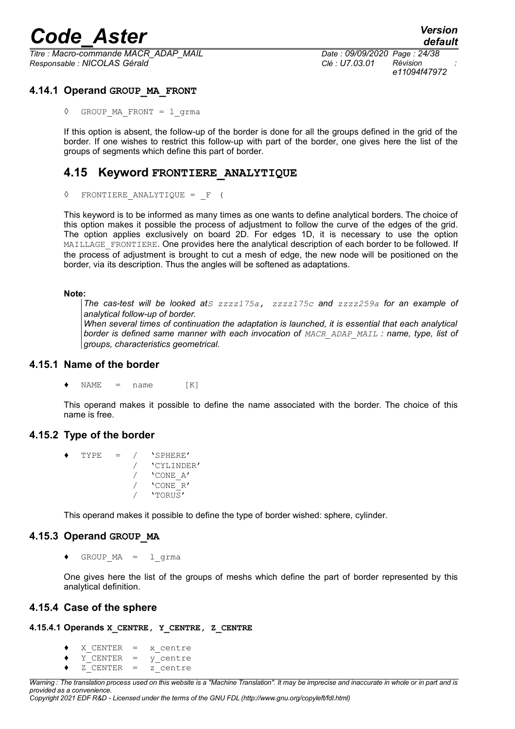### 4.14.1 Operand GROUP_MA_FRONT

◊ GROUP_MA_FRONT = l_grma

If this option is absent, the follow-up of the border is done for all the groups defined in the grid of the border. If one wishes to restrict this follow-up with part of the border, one gives here the list of the groups of segments which define this part of border.

## 4.15 Keyword FRONTIERE_ANALYTIQUE

◊ FRONTIERE_ANALYTIQUE = _F (

This keyword is to be informed as many times as one wants to define analytical borders. The choice of this option makes it possible the process of adjustment to follow the curve of the edges of the grid. The option applies exclusively on board 2D. For edges 1D, it is necessary to use the option MAILLAGE_FRONTIERE. One provides here the analytical description of each border to be followed. If the process of adjustment is brought to cut a mesh of edge, the new node will be positioned on the border, via its description. Thus the angles will be softened as adaptations.

**Note:**

*The cas-test will be looked atS zzzz175a, zzzz175c and zzzz259a for an example of analytical follow-up of border.*
*When several times of continuation the adaptation is launched, it is essential that each analytical border is defined same manner with each invocation of MACR_ADAP_MAIL : name, type, list of groups, characteristics geometrical.*

### 4.15.1 Name of the border

♦ NAME = name [K]

This operand makes it possible to define the name associated with the border. The choice of this name is free.

### 4.15.2 Type of the border

```
♦ TYPE = / 'SPHERE'
         / 'CYLINDER'
         / 'CONE_A'
         / 'CONE_R'
         / 'TORUS'
```

This operand makes it possible to define the type of border wished: sphere, cylinder.

### 4.15.3 Operand GROUP_MA

♦ GROUP_MA = l_grma

One gives here the list of the groups of meshs which define the part of border represented by this analytical definition.

### 4.15.4 Case of the sphere

#### 4.15.4.1 Operands X_CENTRE, Y_CENTRE, Z_CENTRE

```
♦ X_CENTER = x_centre
♦ Y_CENTER = y_centre
♦ Z_CENTER = z_centre
```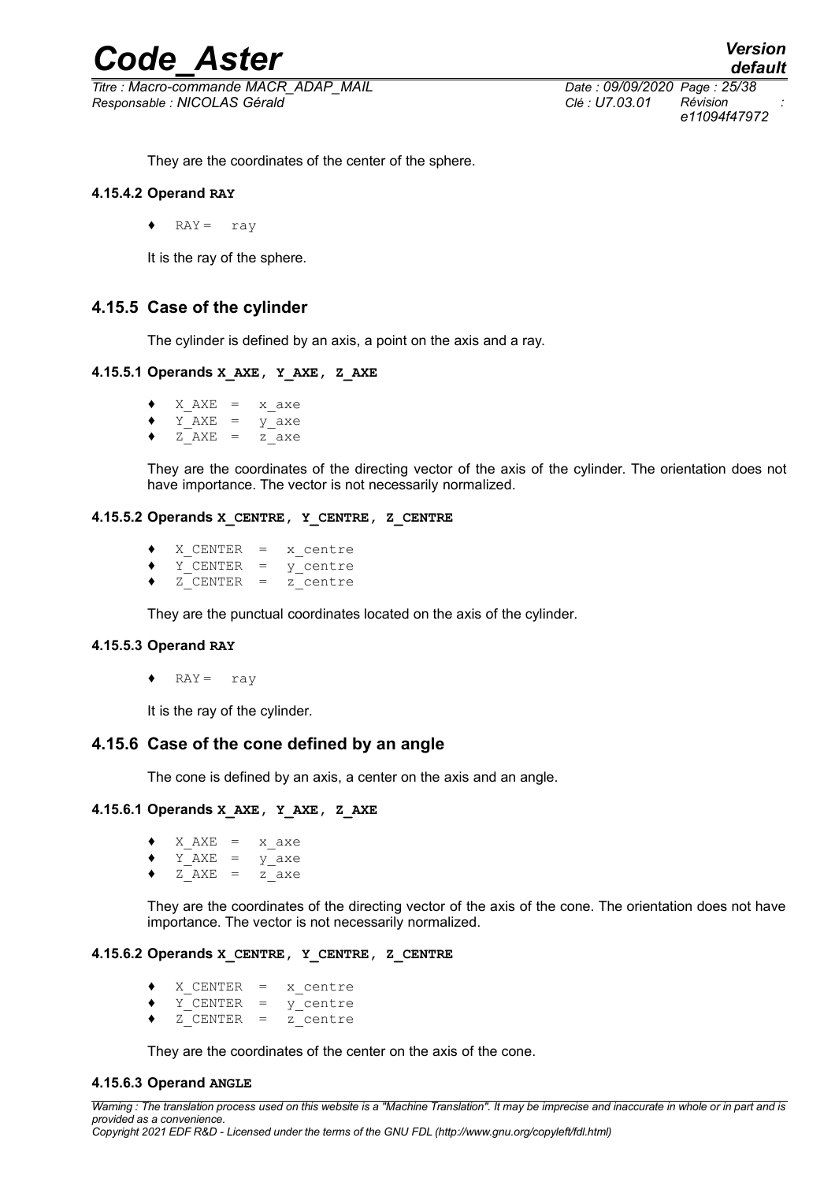They are the coordinates of the center of the sphere.

#### 4.15.4.2 Operand **RAY**

♦ RAY= ray

It is the ray of the sphere.

### 4.15.5 Case of the cylinder

The cylinder is defined by an axis, a point on the axis and a ray.

#### 4.15.5.1 Operands **X_AXE, Y_AXE, Z_AXE**

```
♦  X_AXE  =  x_axe
♦  Y_AXE  =  y_axe
♦  Z_AXE  =  z_axe
```

They are the coordinates of the directing vector of the axis of the cylinder. The orientation does not have importance. The vector is not necessarily normalized.

#### 4.15.5.2 Operands **X_CENTRE, Y_CENTRE, Z_CENTRE**

```
♦  X_CENTER  =  x_centre
♦  Y_CENTER  =  y_centre
♦  Z_CENTER  =  z_centre
```

They are the punctual coordinates located on the axis of the cylinder.

#### 4.15.5.3 Operand **RAY**

♦ RAY= ray

It is the ray of the cylinder.

### 4.15.6 Case of the cone defined by an angle

The cone is defined by an axis, a center on the axis and an angle.

#### 4.15.6.1 Operands **X_AXE, Y_AXE, Z_AXE**

```
♦  X_AXE  =  x_axe
♦  Y_AXE  =  y_axe
♦  Z_AXE  =  z_axe
```

They are the coordinates of the directing vector of the axis of the cone. The orientation does not have importance. The vector is not necessarily normalized.

#### 4.15.6.2 Operands **X_CENTRE, Y_CENTRE, Z_CENTRE**

```
♦  X_CENTER  =  x_centre
♦  Y_CENTER  =  y_centre
♦  Z_CENTER  =  z_centre
```

They are the coordinates of the center on the axis of the cone.

#### 4.15.6.3 Operand **ANGLE**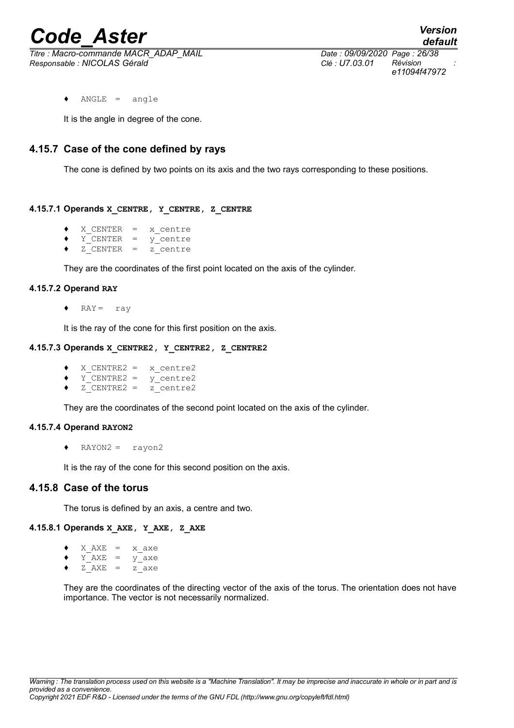♦ ANGLE = angle

It is the angle in degree of the cone.

### 4.15.7 Case of the cone defined by rays

The cone is defined by two points on its axis and the two rays corresponding to these positions.

#### 4.15.7.1 Operands X_CENTRE, Y_CENTRE, Z_CENTRE

```
♦ X_CENTER = x_centre
♦ Y_CENTER = y_centre
♦ Z_CENTER = z_centre
```

They are the coordinates of the first point located on the axis of the cylinder.

#### 4.15.7.2 Operand RAY

```
♦ RAY= ray
```

It is the ray of the cone for this first position on the axis.

#### 4.15.7.3 Operands X_CENTRE2, Y_CENTRE2, Z_CENTRE2

```
♦ X_CENTRE2 = x_centre2
♦ Y_CENTRE2 = y_centre2
♦ Z_CENTRE2 = z_centre2
```

They are the coordinates of the second point located on the axis of the cylinder.

#### 4.15.7.4 Operand RAYON2

```
♦ RAYON2 = rayon2
```

It is the ray of the cone for this second position on the axis.

### 4.15.8 Case of the torus

The torus is defined by an axis, a centre and two.

#### 4.15.8.1 Operands X_AXE, Y_AXE, Z_AXE

```
♦ X_AXE = x_axe
♦ Y_AXE = y_axe
♦ Z_AXE = z_axe
```

They are the coordinates of the directing vector of the axis of the torus. The orientation does not have importance. The vector is not necessarily normalized.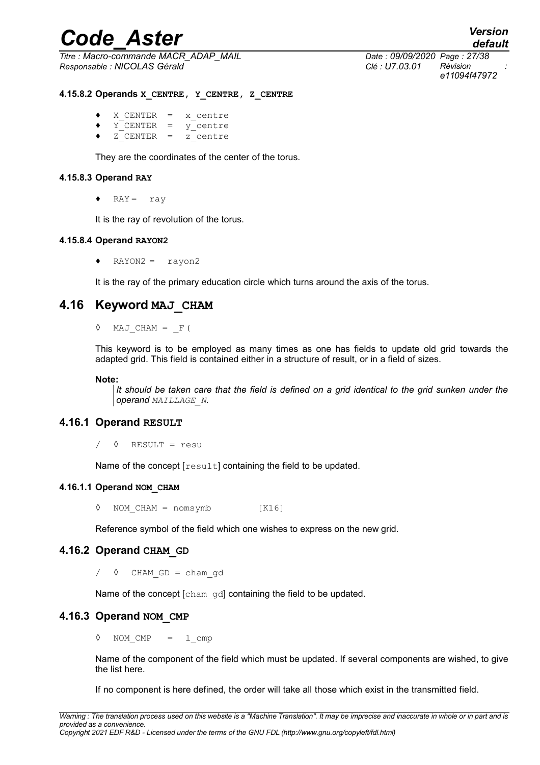#### 4.15.8.2 Operands X_CENTRE, Y_CENTRE, Z_CENTRE

- ♦ X_CENTER = x_centre
- ♦ Y_CENTER = y_centre
- ♦ Z_CENTER = z_centre

They are the coordinates of the center of the torus.

#### 4.15.8.3 Operand RAY

- ♦ RAY = ray

It is the ray of revolution of the torus.

#### 4.15.8.4 Operand RAYON2

- ♦ RAYON2 = rayon2

It is the ray of the primary education circle which turns around the axis of the torus.

## 4.16 Keyword MAJ_CHAM

◊ MAJ_CHAM = _F(

This keyword is to be employed as many times as one has fields to update old grid towards the adapted grid. This field is contained either in a structure of result, or in a field of sizes.

**Note:**

*It should be taken care that the field is defined on a grid identical to the grid sunken under the operand MAILLAGE_N.*

### 4.16.1 Operand RESULT

/ ◊ RESULT = resu

Name of the concept [result] containing the field to be updated.

#### 4.16.1.1 Operand NOM_CHAM

◊ NOM_CHAM = nomsymb [K16]

Reference symbol of the field which one wishes to express on the new grid.

### 4.16.2 Operand CHAM_GD

/ ◊ CHAM_GD = cham_gd

Name of the concept [cham_gd] containing the field to be updated.

### 4.16.3 Operand NOM_CMP

◊ NOM_CMP = l_cmp

Name of the component of the field which must be updated. If several components are wished, to give the list here.

If no component is here defined, the order will take all those which exist in the transmitted field.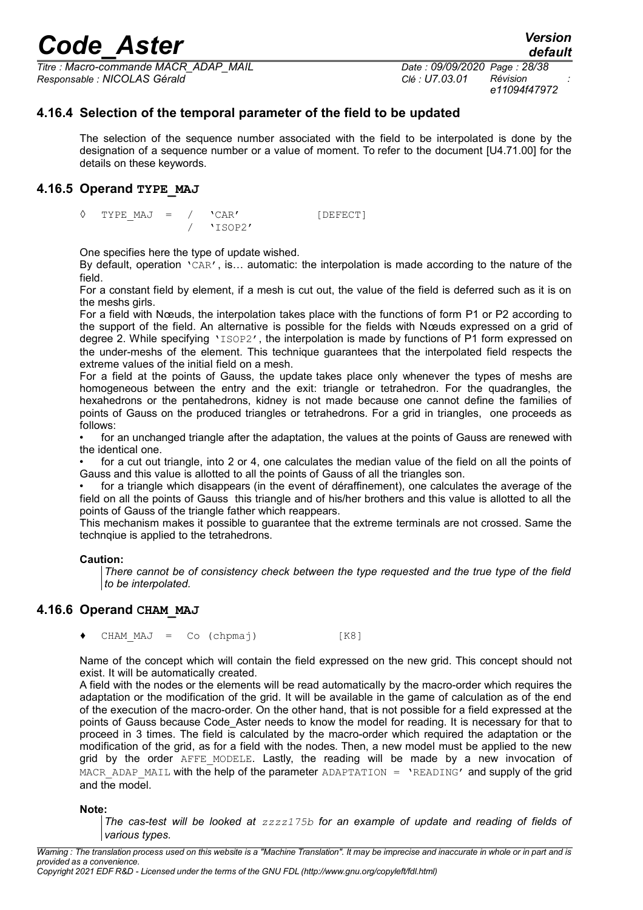### 4.16.4 Selection of the temporal parameter of the field to be updated

The selection of the sequence number associated with the field to be interpolated is done by the designation of a sequence number or a value of moment. To refer to the document [U4.71.00] for the details on these keywords.

### 4.16.5 Operand TYPE_MAJ

```
◊  TYPE_MAJ  =  /  'CAR'           [DEFECT]
                /  'ISOP2'
```

One specifies here the type of update wished.

By default, operation 'CAR', is… automatic: the interpolation is made according to the nature of the field.

For a constant field by element, if a mesh is cut out, the value of the field is deferred such as it is on the meshs girls.

For a field with Nœuds, the interpolation takes place with the functions of form P1 or P2 according to the support of the field. An alternative is possible for the fields with Nœuds expressed on a grid of degree 2. While specifying 'ISOP2', the interpolation is made by functions of P1 form expressed on the under-meshs of the element. This technique guarantees that the interpolated field respects the extreme values of the initial field on a mesh.

For a field at the points of Gauss, the update takes place only whenever the types of meshs are homogeneous between the entry and the exit: triangle or tetrahedron. For the quadrangles, the hexahedrons or the pentahedrons, kidney is not made because one cannot define the families of points of Gauss on the produced triangles or tetrahedrons. For a grid in triangles, one proceeds as follows:

- for an unchanged triangle after the adaptation, the values at the points of Gauss are renewed with the identical one.
- for a cut out triangle, into 2 or 4, one calculates the median value of the field on all the points of Gauss and this value is allotted to all the points of Gauss of all the triangles son.
- for a triangle which disappears (in the event of déraffinement), one calculates the average of the field on all the points of Gauss this triangle and of his/her brothers and this value is allotted to all the points of Gauss of the triangle father which reappears.

This mechanism makes it possible to guarantee that the extreme terminals are not crossed. Same the technqiue is applied to the tetrahedrons.

**Caution:**

*There cannot be of consistency check between the type requested and the true type of the field to be interpolated.*

### 4.16.6 Operand CHAM_MAJ

```
♦  CHAM_MAJ  =  Co (chpmaj)         [K8]
```

Name of the concept which will contain the field expressed on the new grid. This concept should not exist. It will be automatically created.

A field with the nodes or the elements will be read automatically by the macro-order which requires the adaptation or the modification of the grid. It will be available in the game of calculation as of the end of the execution of the macro-order. On the other hand, that is not possible for a field expressed at the points of Gauss because Code_Aster needs to know the model for reading. It is necessary for that to proceed in 3 times. The field is calculated by the macro-order which required the adaptation or the modification of the grid, as for a field with the nodes. Then, a new model must be applied to the new grid by the order AFFE_MODELE. Lastly, the reading will be made by a new invocation of MACR_ADAP_MAIL with the help of the parameter ADAPTATION = 'READING' and supply of the grid and the model.

**Note:**

*The cas-test will be looked at zzzz175b for an example of update and reading of fields of various types.*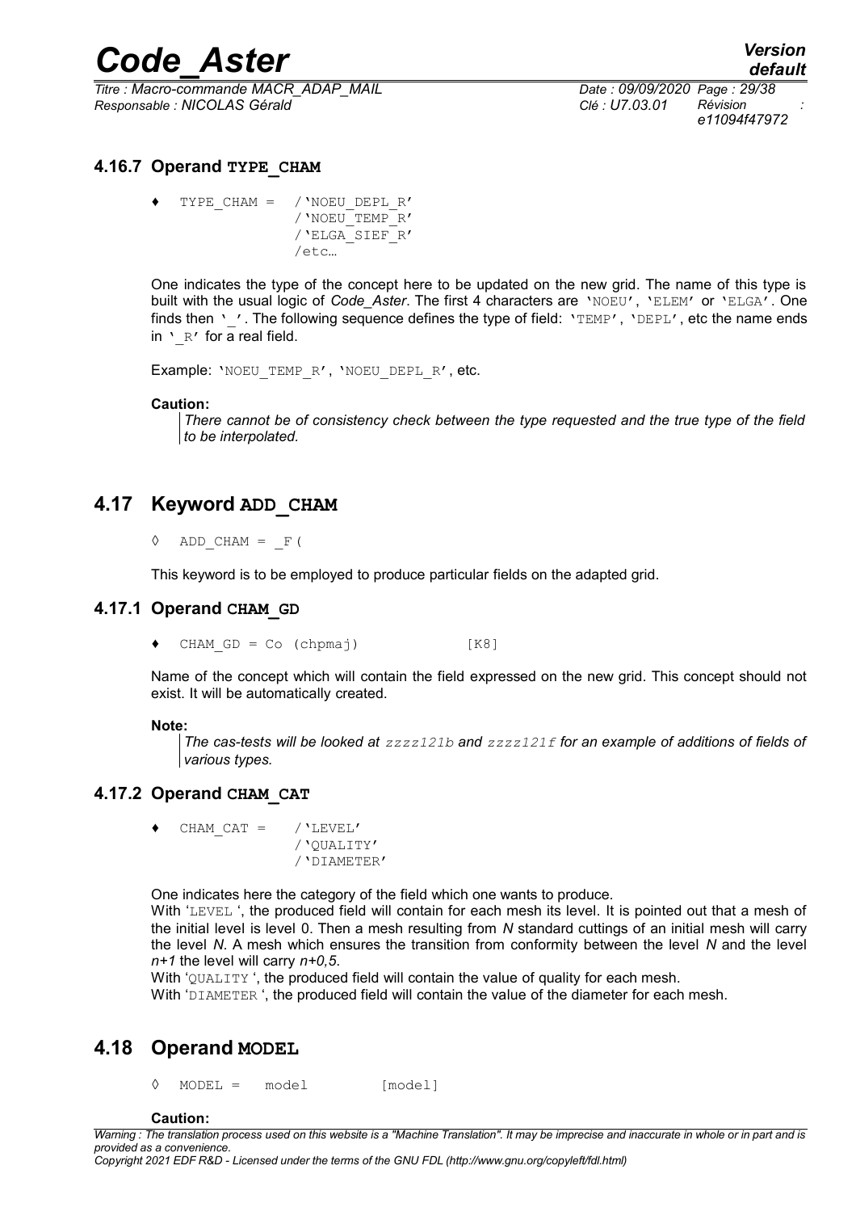### 4.16.7 Operand **TYPE_CHAM**

```
♦   TYPE_CHAM =   /'NOEU_DEPL_R'
                  /'NOEU_TEMP_R'
                  /'ELGA_SIEF_R'
                  /etc…
```

One indicates the type of the concept here to be updated on the new grid. The name of this type is built with the usual logic of *Code_Aster*. The first 4 characters are 'NOEU', 'ELEM' or 'ELGA'. One finds then '_'. The following sequence defines the type of field: 'TEMP', 'DEPL', etc the name ends in '_R' for a real field.

Example: 'NOEU_TEMP_R', 'NOEU_DEPL_R', etc.

**Caution:**

*There cannot be of consistency check between the type requested and the true type of the field to be interpolated.*

## 4.17 Keyword **ADD_CHAM**

```
◊   ADD_CHAM = _F(
```

This keyword is to be employed to produce particular fields on the adapted grid.

### 4.17.1 Operand **CHAM_GD**

```
♦   CHAM_GD = Co (chpmaj)           [K8]
```

Name of the concept which will contain the field expressed on the new grid. This concept should not exist. It will be automatically created.

**Note:**

*The cas-tests will be looked at zzzz121b and zzzz121f for an example of additions of fields of various types.*

### 4.17.2 Operand **CHAM_CAT**

```
♦   CHAM_CAT =    /'LEVEL'
                  /'QUALITY'
                  /'DIAMETER'
```

One indicates here the category of the field which one wants to produce.
With 'LEVEL ', the produced field will contain for each mesh its level. It is pointed out that a mesh of the initial level is level 0. Then a mesh resulting from *N* standard cuttings of an initial mesh will carry the level *N*. A mesh which ensures the transition from conformity between the level *N* and the level *n+1* the level will carry *n+0,5*.
With 'QUALITY ', the produced field will contain the value of quality for each mesh.
With 'DIAMETER ', the produced field will contain the value of the diameter for each mesh.

## 4.18 Operand **MODEL**

```
◊   MODEL =   model         [model]
```

**Caution:**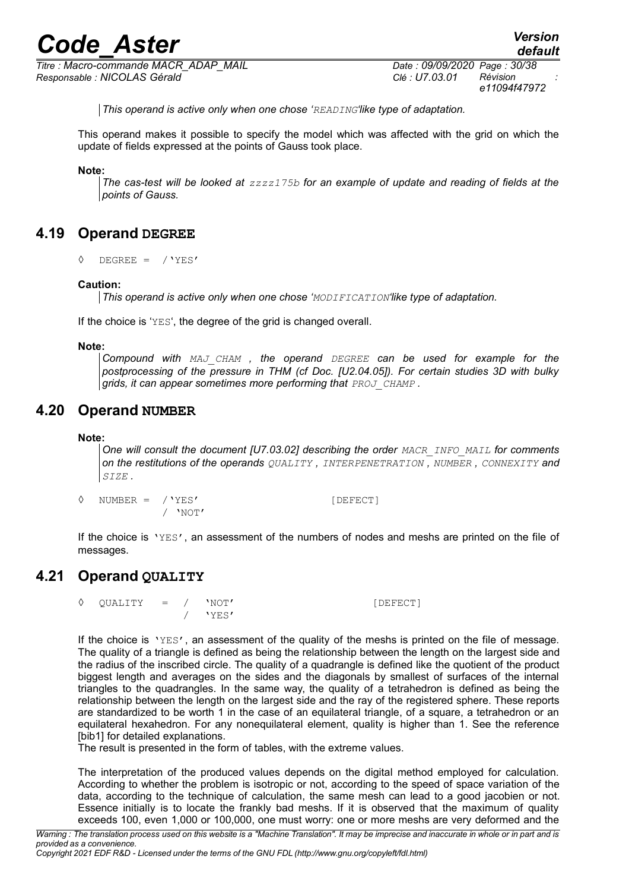*This operand is active only when one chose 'READING'like type of adaptation.*

This operand makes it possible to specify the model which was affected with the grid on which the update of fields expressed at the points of Gauss took place.

**Note:**

*The cas-test will be looked at zzzz175b for an example of update and reading of fields at the points of Gauss.*

## 4.19 Operand DEGREE

```
◊  DEGREE =  /'YES'
```

**Caution:**

*This operand is active only when one chose 'MODIFICATION'like type of adaptation.*

If the choice is 'YES', the degree of the grid is changed overall.

**Note:**

*Compound with MAJ_CHAM , the operand DEGREE can be used for example for the postprocessing of the pressure in THM (cf Doc. [U2.04.05]). For certain studies 3D with bulky grids, it can appear sometimes more performing that PROJ_CHAMP .*

## 4.20 Operand NUMBER

**Note:**

*One will consult the document [U7.03.02] describing the order MACR_INFO_MAIL for comments on the restitutions of the operands QUALITY , INTERPENETRATION , NUMBER , CONNEXITY and SIZE .*

```
◊  NUMBER =  /'YES'                    [DEFECT]
             / 'NOT'
```

If the choice is 'YES', an assessment of the numbers of nodes and meshs are printed on the file of messages.

## 4.21 Operand QUALITY

```
◊  QUALITY   =  /   'NOT'                  [DEFECT]
                /   'YES'
```

If the choice is 'YES', an assessment of the quality of the meshs is printed on the file of message. The quality of a triangle is defined as being the relationship between the length on the largest side and the radius of the inscribed circle. The quality of a quadrangle is defined like the quotient of the product biggest length and averages on the sides and the diagonals by smallest of surfaces of the internal triangles to the quadrangles. In the same way, the quality of a tetrahedron is defined as being the relationship between the length on the largest side and the ray of the registered sphere. These reports are standardized to be worth 1 in the case of an equilateral triangle, of a square, a tetrahedron or an equilateral hexahedron. For any nonequilateral element, quality is higher than 1. See the reference [bib1] for detailed explanations.

The result is presented in the form of tables, with the extreme values.

The interpretation of the produced values depends on the digital method employed for calculation. According to whether the problem is isotropic or not, according to the speed of space variation of the data, according to the technique of calculation, the same mesh can lead to a good jacobien or not. Essence initially is to locate the frankly bad meshs. If it is observed that the maximum of quality exceeds 100, even 1,000 or 100,000, one must worry: one or more meshs are very deformed and the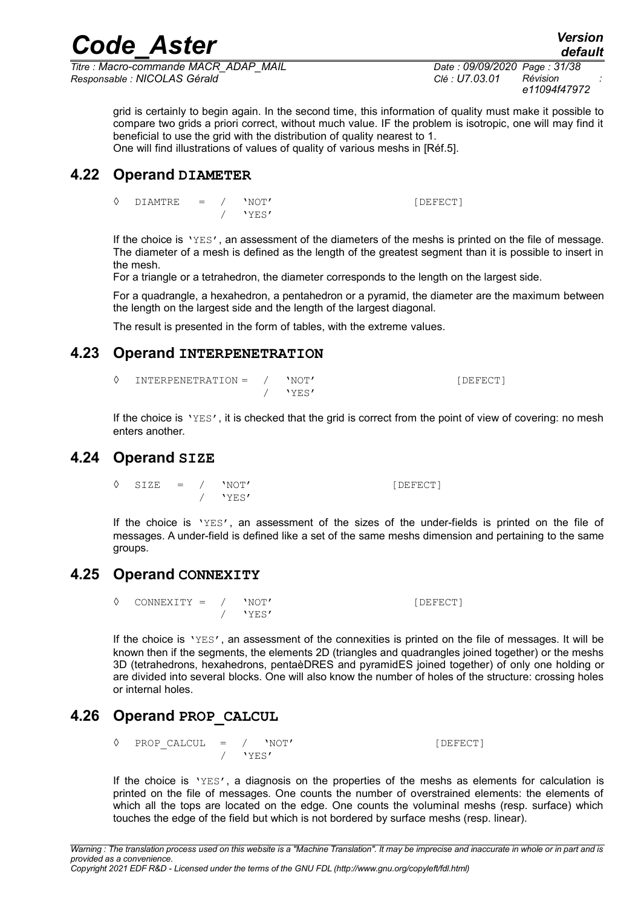grid is certainly to begin again. In the second time, this information of quality must make it possible to compare two grids a priori correct, without much value. IF the problem is isotropic, one will may find it beneficial to use the grid with the distribution of quality nearest to 1.
One will find illustrations of values of quality of various meshs in [Réf.5].

## 4.22 Operand DIAMETER

```
◊  DIAMTRE   =  /  'NOT'                          [DEFECT]
                /  'YES'
```

If the choice is 'YES', an assessment of the diameters of the meshs is printed on the file of message. The diameter of a mesh is defined as the length of the greatest segment than it is possible to insert in the mesh.
For a triangle or a tetrahedron, the diameter corresponds to the length on the largest side.

For a quadrangle, a hexahedron, a pentahedron or a pyramid, the diameter are the maximum between the length on the largest side and the length of the largest diagonal.

The result is presented in the form of tables, with the extreme values.

## 4.23 Operand INTERPENETRATION

```
◊  INTERPENETRATION =  /  'NOT'                   [DEFECT]
                       /  'YES'
```

If the choice is 'YES', it is checked that the grid is correct from the point of view of covering: no mesh enters another.

## 4.24 Operand SIZE

```
◊  SIZE   =  /  'NOT'                   [DEFECT]
             /  'YES'
```

If the choice is 'YES', an assessment of the sizes of the under-fields is printed on the file of messages. A under-field is defined like a set of the same meshs dimension and pertaining to the same groups.

## 4.25 Operand CONNEXITY

```
◊  CONNEXITY =  /  'NOT'                  [DEFECT]
                /  'YES'
```

If the choice is 'YES', an assessment of the connexities is printed on the file of messages. It will be known then if the segments, the elements 2D (triangles and quadrangles joined together) or the meshs 3D (tetrahedrons, hexahedrons, pentaèDRES and pyramidES joined together) of only one holding or are divided into several blocks. One will also know the number of holes of the structure: crossing holes or internal holes.

## 4.26 Operand PROP_CALCUL

```
◊  PROP_CALCUL  =  /  'NOT'                  [DEFECT]
                   /  'YES'
```

If the choice is 'YES', a diagnosis on the properties of the meshs as elements for calculation is printed on the file of messages. One counts the number of overstrained elements: the elements of which all the tops are located on the edge. One counts the voluminal meshs (resp. surface) which touches the edge of the field but which is not bordered by surface meshs (resp. linear).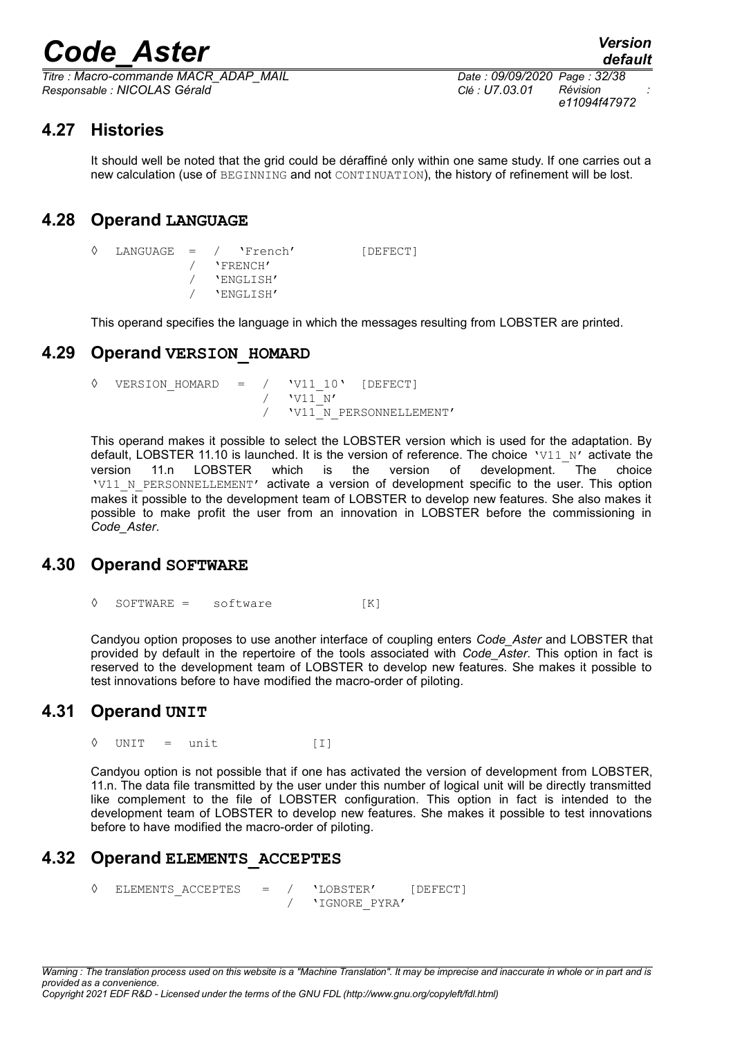## 4.27 Histories

It should well be noted that the grid could be déraffiné only within one same study. If one carries out a new calculation (use of BEGINNING and not CONTINUATION), the history of refinement will be lost.

## 4.28 Operand LANGUAGE

```
◊  LANGUAGE  =  /  'French'          [DEFECT]
               /  'FRENCH'
               /  'ENGLISH'
               /  'ENGLISH'
```

This operand specifies the language in which the messages resulting from LOBSTER are printed.

## 4.29 Operand VERSION_HOMARD

```
◊  VERSION_HOMARD  =  /  'V11_10'  [DEFECT]
                      /  'V11_N'
                      /  'V11_N_PERSONNELLEMENT'
```

This operand makes it possible to select the LOBSTER version which is used for the adaptation. By default, LOBSTER 11.10 is launched. It is the version of reference. The choice 'V11_N' activate the version 11.n LOBSTER which is the version of development. The choice 'V11_N_PERSONNELLEMENT' activate a version of development specific to the user. This option makes it possible to the development team of LOBSTER to develop new features. She also makes it possible to make profit the user from an innovation in LOBSTER before the commissioning in *Code_Aster*.

## 4.30 Operand SOFTWARE

```
◊  SOFTWARE =   software           [K]
```

Candyou option proposes to use another interface of coupling enters *Code_Aster* and LOBSTER that provided by default in the repertoire of the tools associated with *Code_Aster*. This option in fact is reserved to the development team of LOBSTER to develop new features. She makes it possible to test innovations before to have modified the macro-order of piloting.

## 4.31 Operand UNIT

```
◊  UNIT   =  unit             [I]
```

Candyou option is not possible that if one has activated the version of development from LOBSTER, 11.n. The data file transmitted by the user under this number of logical unit will be directly transmitted like complement to the file of LOBSTER configuration. This option in fact is intended to the development team of LOBSTER to develop new features. She makes it possible to test innovations before to have modified the macro-order of piloting.

## 4.32 Operand ELEMENTS_ACCEPTES

```
◊  ELEMENTS_ACCEPTES   =  /  'LOBSTER'     [DEFECT]
                          /  'IGNORE_PYRA'
```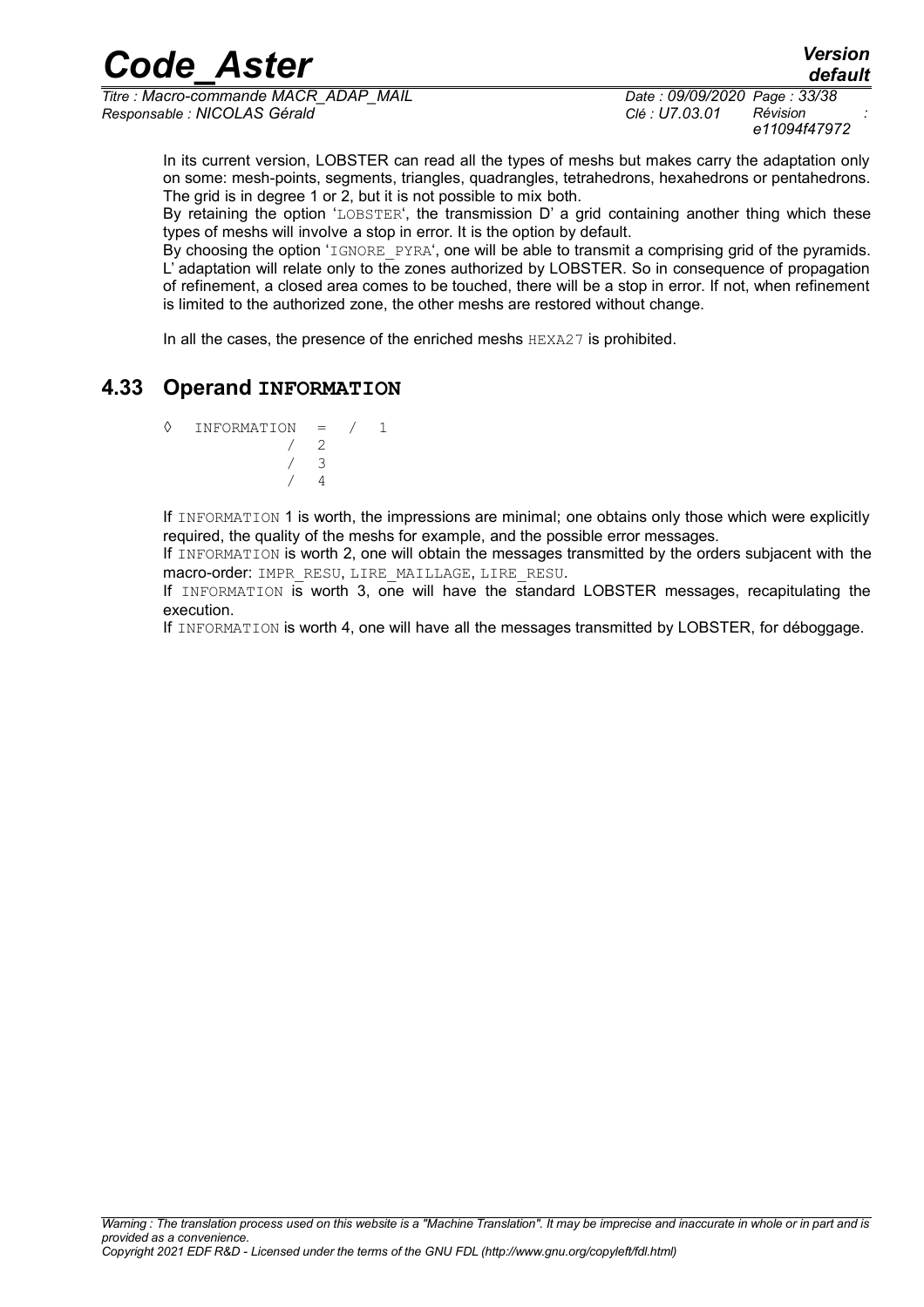In its current version, LOBSTER can read all the types of meshs but makes carry the adaptation only on some: mesh-points, segments, triangles, quadrangles, tetrahedrons, hexahedrons or pentahedrons. The grid is in degree 1 or 2, but it is not possible to mix both.

By retaining the option 'LOBSTER', the transmission D' a grid containing another thing which these types of meshs will involve a stop in error. It is the option by default.

By choosing the option 'IGNORE_PYRA', one will be able to transmit a comprising grid of the pyramids. L' adaptation will relate only to the zones authorized by LOBSTER. So in consequence of propagation of refinement, a closed area comes to be touched, there will be a stop in error. If not, when refinement is limited to the authorized zone, the other meshs are restored without change.

In all the cases, the presence of the enriched meshs HEXA27 is prohibited.

## 4.33 Operand INFORMATION

```
◊  INFORMATION  =  /  1
               /  2
               /  3
               /  4
```

If INFORMATION 1 is worth, the impressions are minimal; one obtains only those which were explicitly required, the quality of the meshs for example, and the possible error messages.

If INFORMATION is worth 2, one will obtain the messages transmitted by the orders subjacent with the macro-order: IMPR_RESU, LIRE_MAILLAGE, LIRE_RESU.

If INFORMATION is worth 3, one will have the standard LOBSTER messages, recapitulating the execution.

If INFORMATION is worth 4, one will have all the messages transmitted by LOBSTER, for déboggage.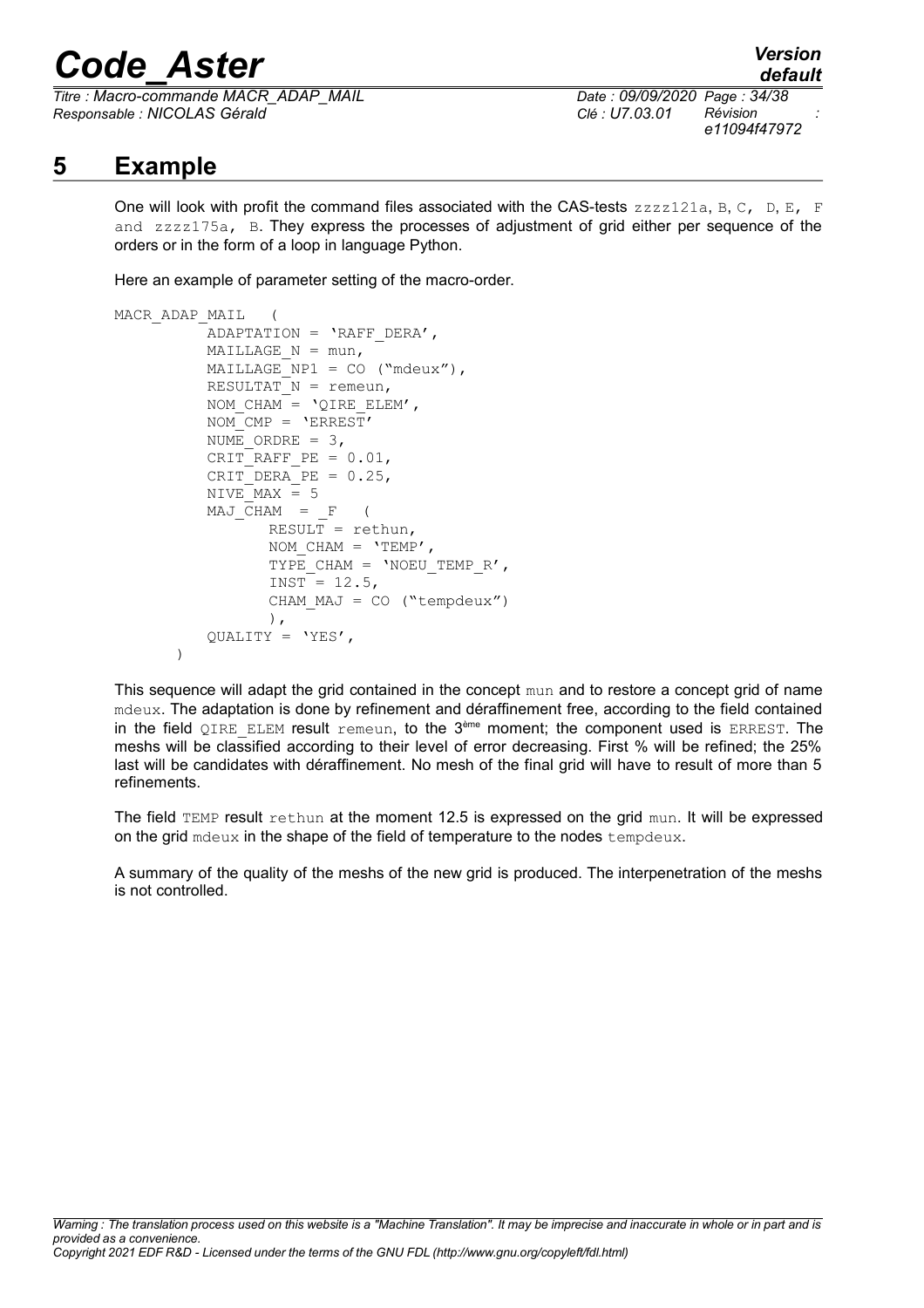# 5 Example

One will look with profit the command files associated with the CAS-tests `zzzz121a`, `B`, `C`, `D`, `E`, `F` and `zzzz175a`, `B`. They express the processes of adjustment of grid either per sequence of the orders or in the form of a loop in language Python.

Here an example of parameter setting of the macro-order.

```
MACR_ADAP_MAIL   (
         ADAPTATION = 'RAFF_DERA',
         MAILLAGE_N = mun,
         MAILLAGE_NP1 = CO ("mdeux"),
         RESULTAT_N = remeun,
         NOM_CHAM = 'QIRE_ELEM',
         NOM_CMP = 'ERREST'
         NUME_ORDRE = 3,
         CRIT_RAFF_PE = 0.01,
         CRIT_DERA_PE = 0.25,
         NIVE_MAX = 5
         MAJ_CHAM  = _F  (
                RESULT = rethun,
                NOM_CHAM = 'TEMP',
                TYPE_CHAM = 'NOEU_TEMP_R',
                INST = 12.5,
                CHAM_MAJ = CO ("tempdeux")
                ),
         QUALITY = 'YES',
      )
```

This sequence will adapt the grid contained in the concept `mun` and to restore a concept grid of name `mdeux`. The adaptation is done by refinement and déraffinement free, according to the field contained in the field `QIRE_ELEM` result `remeun`, to the 3[ème] moment; the component used is `ERREST`. The meshs will be classified according to their level of error decreasing. First % will be refined; the 25% last will be candidates with déraffinement. No mesh of the final grid will have to result of more than 5 refinements.

The field `TEMP` result `rethun` at the moment 12.5 is expressed on the grid `mun`. It will be expressed on the grid `mdeux` in the shape of the field of temperature to the nodes `tempdeux`.

A summary of the quality of the meshs of the new grid is produced. The interpenetration of the meshs is not controlled.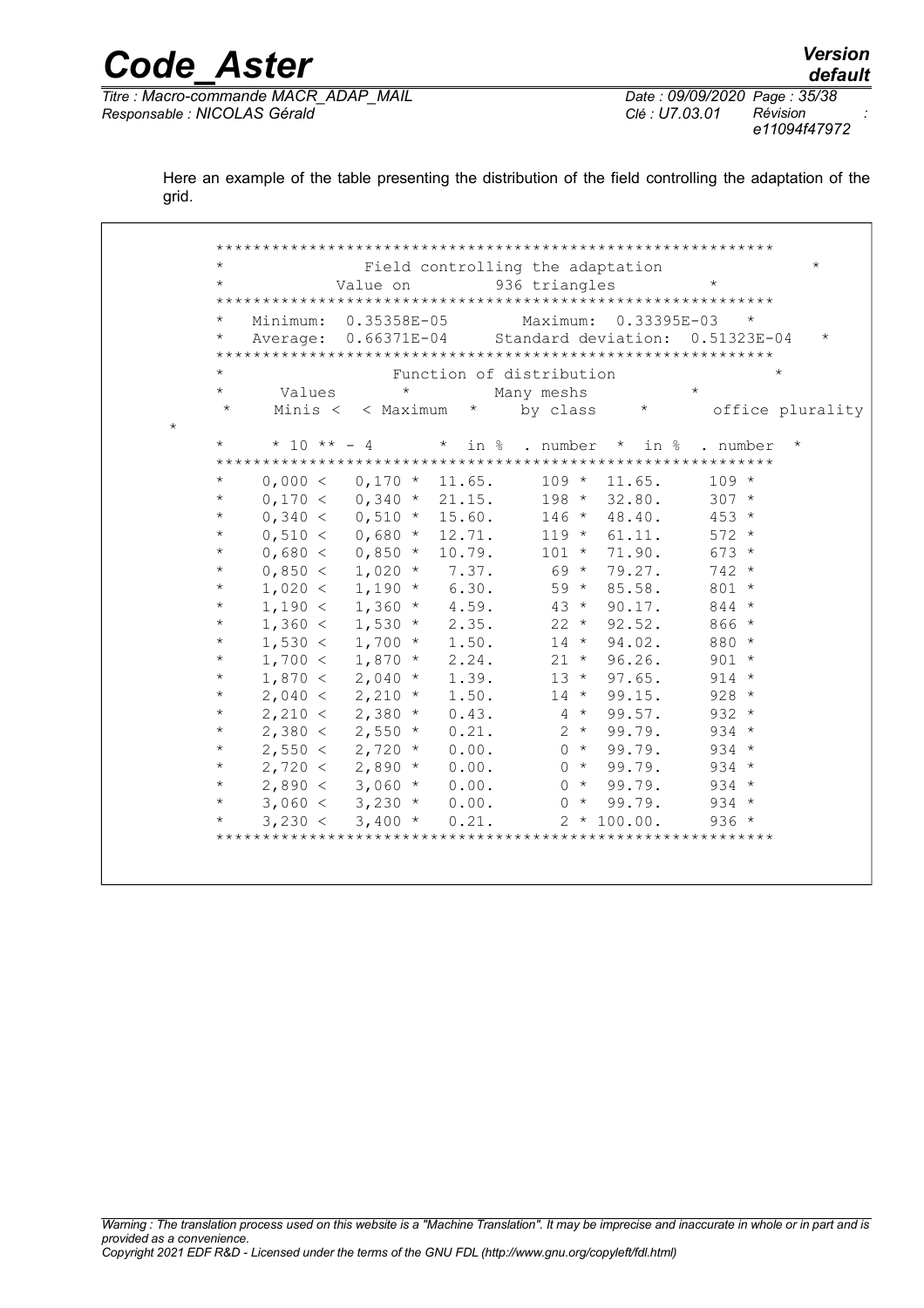Here an example of the table presenting the distribution of the field controlling the adaptation of the grid.

```
        ***********************************************************
        *               Field controlling the adaptation              *
        *            Value on         936 triangles          *
        ***********************************************************
        *  Minimum:  0.35358E-05       Maximum:  0.33395E-03   *
        *  Average:  0.66371E-04     Standard deviation:  0.51323E-04   *
        ***********************************************************
        *                  Function of distribution                *
        *      Values       *          Many meshs            *
         *     Minis <  < Maximum   *     by class     *       office plurality
*
        *     * 10 ** - 4       *  in %  . number  *  in %  . number  *
        ***********************************************************
        *    0,000 <   0,170 *  11.65.     109 *  11.65.     109 *
        *    0,170 <   0,340 *  21.15.     198 *  32.80.     307 *
        *    0,340 <   0,510 *  15.60.     146 *  48.40.     453 *
        *    0,510 <   0,680 *  12.71.     119 *  61.11.     572 *
        *    0,680 <   0,850 *  10.79.     101 *  71.90.     673 *
        *    0,850 <   1,020 *   7.37.      69 *  79.27.     742 *
        *    1,020 <   1,190 *   6.30.      59 *  85.58.     801 *
        *    1,190 <   1,360 *   4.59.      43 *  90.17.     844 *
        *    1,360 <   1,530 *   2.35.      22 *  92.52.     866 *
        *    1,530 <   1,700 *   1.50.      14 *  94.02.     880 *
        *    1,700 <   1,870 *   2.24.      21 *  96.26.     901 *
        *    1,870 <   2,040 *   1.39.      13 *  97.65.     914 *
        *    2,040 <   2,210 *   1.50.      14 *  99.15.     928 *
        *    2,210 <   2,380 *   0.43.       4 *  99.57.     932 *
        *    2,380 <   2,550 *   0.21.       2 *  99.79.     934 *
        *    2,550 <   2,720 *   0.00.       0 *  99.79.     934 *
        *    2,720 <   2,890 *   0.00.       0 *  99.79.     934 *
        *    2,890 <   3,060 *   0.00.       0 *  99.79.     934 *
        *    3,060 <   3,230 *   0.00.       0 *  99.79.     934 *
        *    3,230 <   3,400 *   0.21.       2 * 100.00.     936 *
        ***********************************************************
```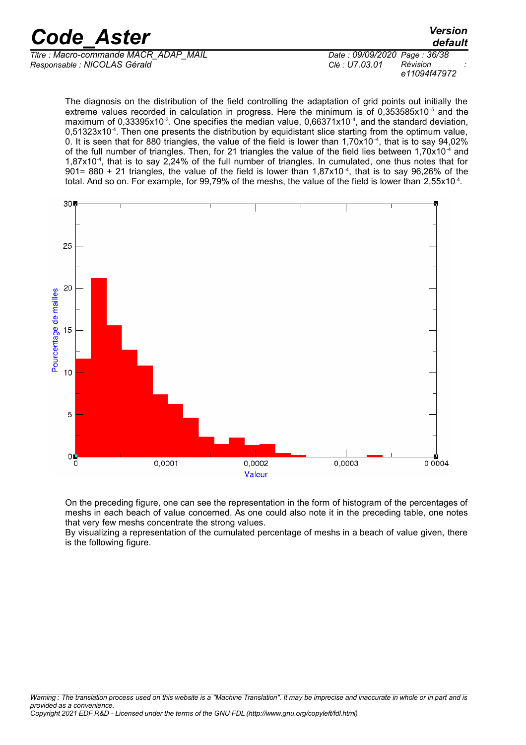The diagnosis on the distribution of the field controlling the adaptation of grid points out initially the extreme values recorded in calculation in progress. Here the minimum is of $0,353585 \times 10^{-5}$ and the maximum of $0,33395 \times 10^{-3}$. One specifies the median value, $0,66371 \times 10^{-4}$, and the standard deviation, $0,51323 \times 10^{-4}$. Then one presents the distribution by equidistant slice starting from the optimum value, 0. It is seen that for 880 triangles, the value of the field is lower than $1,70 \times 10^{-4}$, that is to say 94,02% of the full number of triangles. Then, for 21 triangles the value of the field lies between $1,70 \times 10^{-4}$ and $1,87 \times 10^{-4}$, that is to say 2,24% of the full number of triangles. In cumulated, one thus notes that for 901= 880 + 21 triangles, the value of the field is lower than $1,87 \times 10^{-4}$, that is to say 96,26% of the total. And so on. For example, for 99,79% of the meshs, the value of the field is lower than $2,55 \times 10^{-4}$.

Pourcentage de mailles

30
25
20
15
10
5
0

0
0,0001
0,0002
0,0003
0,0004

Valeur

On the preceding figure, one can see the representation in the form of histogram of the percentages of meshs in each beach of value concerned. As one could also note it in the preceding table, one notes that very few meshs concentrate the strong values.

By visualizing a representation of the cumulated percentage of meshs in a beach of value given, there is the following figure.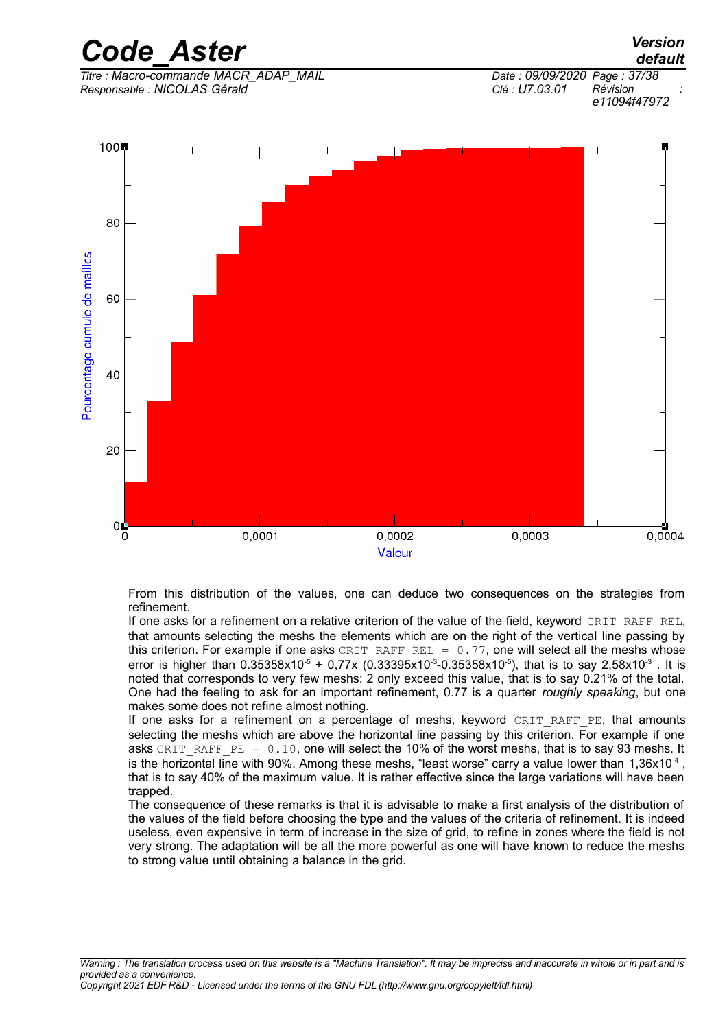100

80

60

40

20

0

0

0,0001

0,0002

0,0003

0,0004

Pourcentage cumule de mailles

Valeur

From this distribution of the values, one can deduce two consequences on the strategies from refinement.

If one asks for a refinement on a relative criterion of the value of the field, keyword CRIT_RAFF_REL, that amounts selecting the meshs the elements which are on the right of the vertical line passing by this criterion. For example if one asks CRIT_RAFF_REL = 0.77, one will select all the meshs whose error is higher than $0.35358 \times 10^{-5}$ + $0,77 \times (0.33395 \times 10^{-3} - 0.35358 \times 10^{-5})$, that is to say $2,58 \times 10^{-3}$ . It is noted that corresponds to very few meshs: 2 only exceed this value, that is to say 0.21% of the total. One had the feeling to ask for an important refinement, 0.77 is a quarter *roughly speaking*, but one makes some does not refine almost nothing.

If one asks for a refinement on a percentage of meshs, keyword CRIT_RAFF_PE, that amounts selecting the meshs which are above the horizontal line passing by this criterion. For example if one asks CRIT_RAFF_PE = 0.10, one will select the 10% of the worst meshs, that is to say 93 meshs. It is the horizontal line with 90%. Among these meshs, “least worse” carry a value lower than $1,36 \times 10^{-4}$ , that is to say 40% of the maximum value. It is rather effective since the large variations will have been trapped.

The consequence of these remarks is that it is advisable to make a first analysis of the distribution of the values of the field before choosing the type and the values of the criteria of refinement. It is indeed useless, even expensive in term of increase in the size of grid, to refine in zones where the field is not very strong. The adaptation will be all the more powerful as one will have known to reduce the meshs to strong value until obtaining a balance in the grid.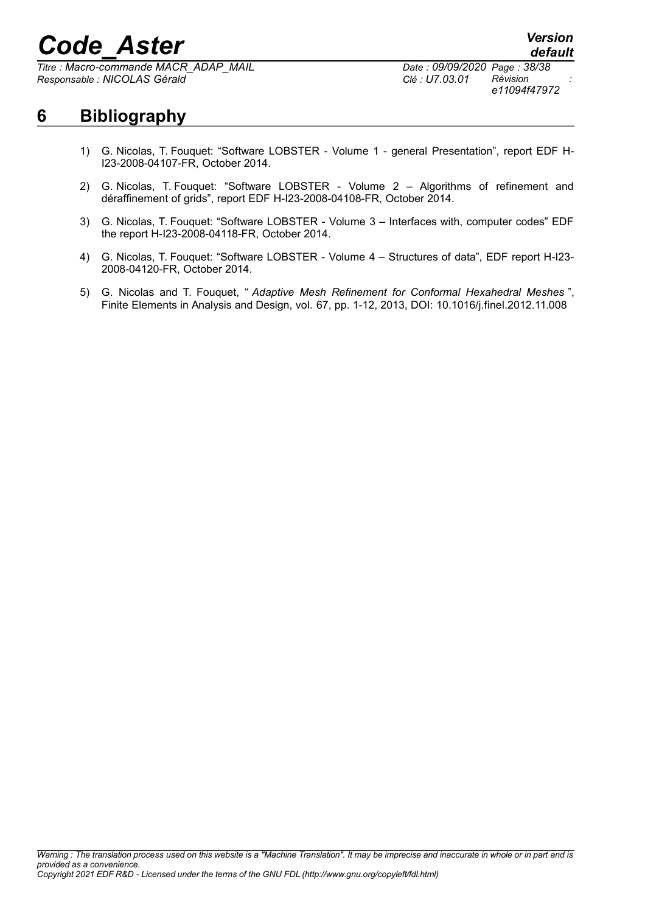# 6 Bibliography

1) G. Nicolas, T. Fouquet: "Software LOBSTER - Volume 1 - general Presentation", report EDF H-I23-2008-04107-FR, October 2014.

2) G. Nicolas, T. Fouquet: "Software LOBSTER - Volume 2 – Algorithms of refinement and déraffinement of grids", report EDF H-I23-2008-04108-FR, October 2014.

3) G. Nicolas, T. Fouquet: "Software LOBSTER - Volume 3 – Interfaces with, computer codes" EDF the report H-I23-2008-04118-FR, October 2014.

4) G. Nicolas, T. Fouquet: "Software LOBSTER - Volume 4 – Structures of data", EDF report H-I23-2008-04120-FR, October 2014.

5) G. Nicolas and T. Fouquet, " *Adaptive Mesh Refinement for Conformal Hexahedral Meshes* ", Finite Elements in Analysis and Design, vol. 67, pp. 1-12, 2013, DOI: 10.1016/j.finel.2012.11.008